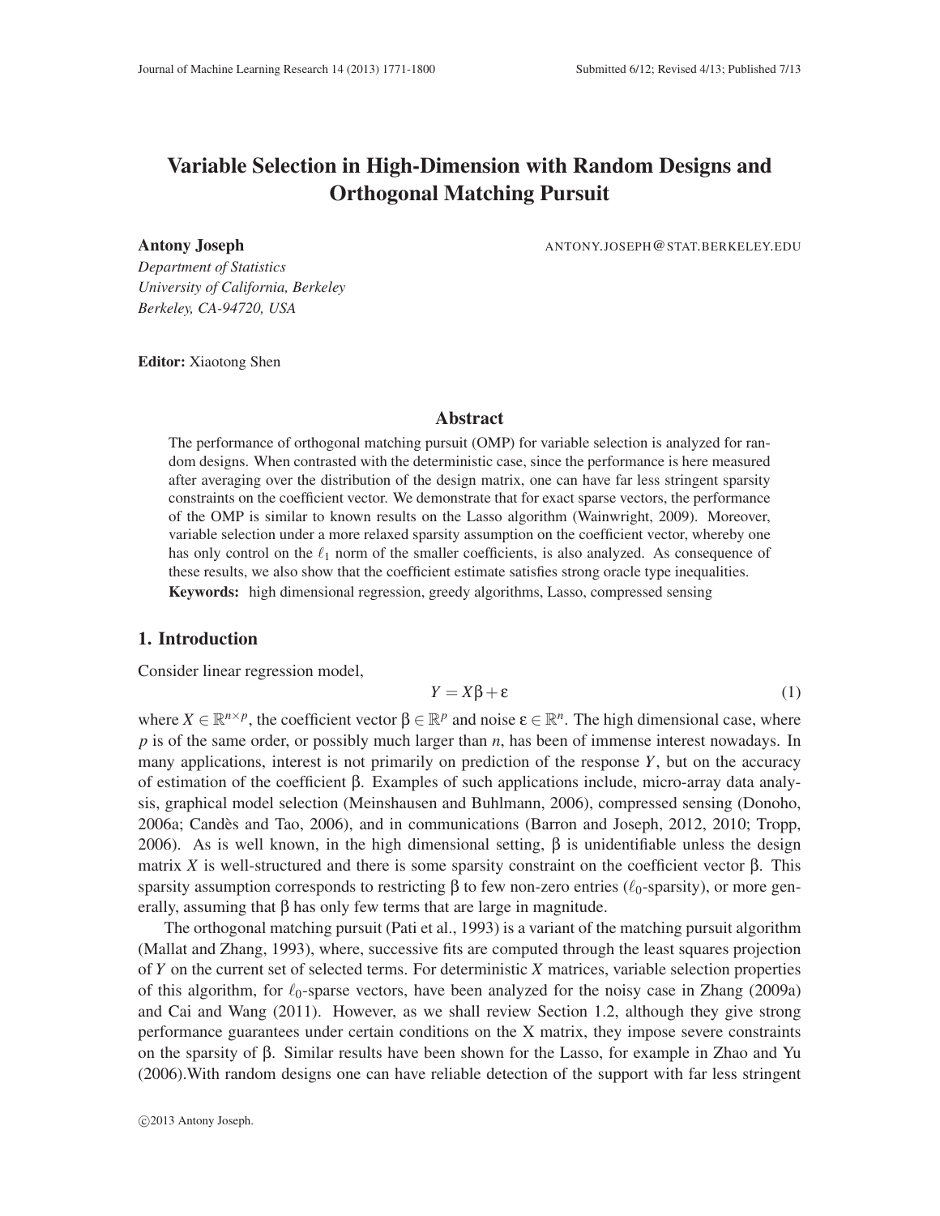# Variable Selection in High-Dimension with Random Designs and Orthogonal Matching Pursuit

**Antony Joseph** ANTONY.JOSEPH@STAT.BERKELEY.EDU

*Department of Statistics*
*University of California, Berkeley*
*Berkeley, CA-94720, USA*

**Editor:** Xiaotong Shen

## Abstract

The performance of orthogonal matching pursuit (OMP) for variable selection is analyzed for random designs. When contrasted with the deterministic case, since the performance is here measured after averaging over the distribution of the design matrix, one can have far less stringent sparsity constraints on the coefficient vector. We demonstrate that for exact sparse vectors, the performance of the OMP is similar to known results on the Lasso algorithm (Wainwright, 2009). Moreover, variable selection under a more relaxed sparsity assumption on the coefficient vector, whereby one has only control on the $\ell_1$ norm of the smaller coefficients, is also analyzed. As consequence of these results, we also show that the coefficient estimate satisfies strong oracle type inequalities.

**Keywords:** high dimensional regression, greedy algorithms, Lasso, compressed sensing

## 1. Introduction

Consider linear regression model,

$$Y = X\beta + \varepsilon \tag{1}$$

where $X \in \mathbb{R}^{n\times p}$, the coefficient vector $\beta \in \mathbb{R}^p$ and noise $\varepsilon \in \mathbb{R}^n$. The high dimensional case, where $p$ is of the same order, or possibly much larger than $n$, has been of immense interest nowadays. In many applications, interest is not primarily on prediction of the response $Y$, but on the accuracy of estimation of the coefficient $\beta$. Examples of such applications include, micro-array data analysis, graphical model selection (Meinshausen and Buhlmann, 2006), compressed sensing (Donoho, 2006a; Candès and Tao, 2006), and in communications (Barron and Joseph, 2012, 2010; Tropp, 2006). As is well known, in the high dimensional setting, $\beta$ is unidentifiable unless the design matrix $X$ is well-structured and there is some sparsity constraint on the coefficient vector $\beta$. This sparsity assumption corresponds to restricting $\beta$ to few non-zero entries ($\ell_0$-sparsity), or more generally, assuming that $\beta$ has only few terms that are large in magnitude.

The orthogonal matching pursuit (Pati et al., 1993) is a variant of the matching pursuit algorithm (Mallat and Zhang, 1993), where, successive fits are computed through the least squares projection of $Y$ on the current set of selected terms. For deterministic $X$ matrices, variable selection properties of this algorithm, for $\ell_0$-sparse vectors, have been analyzed for the noisy case in Zhang (2009a) and Cai and Wang (2011). However, as we shall review Section 1.2, although they give strong performance guarantees under certain conditions on the X matrix, they impose severe constraints on the sparsity of $\beta$. Similar results have been shown for the Lasso, for example in Zhao and Yu (2006).With random designs one can have reliable detection of the support with far less stringent

©2013 Antony Joseph.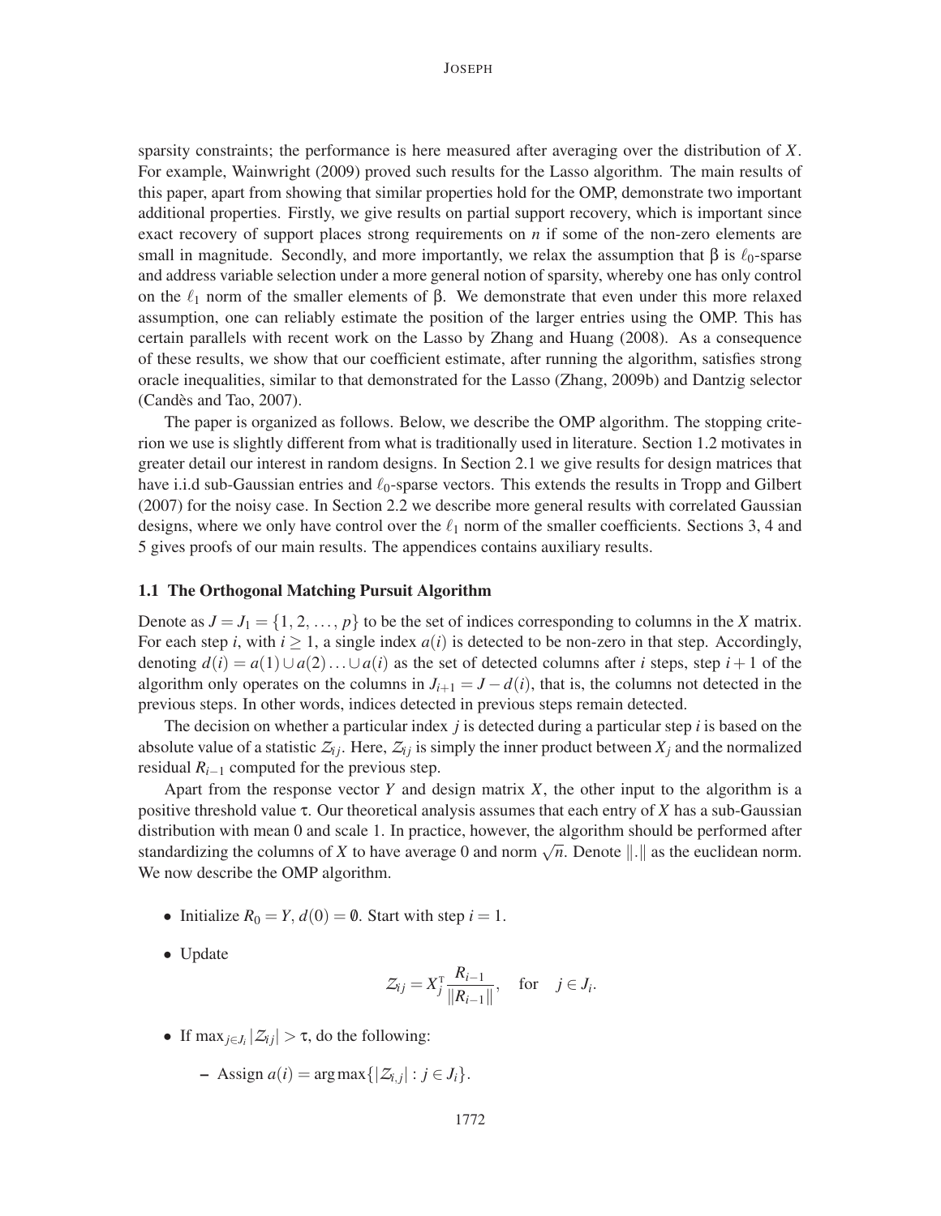sparsity constraints; the performance is here measured after averaging over the distribution of $X$. For example, Wainwright (2009) proved such results for the Lasso algorithm. The main results of this paper, apart from showing that similar properties hold for the OMP, demonstrate two important additional properties. Firstly, we give results on partial support recovery, which is important since exact recovery of support places strong requirements on $n$ if some of the non-zero elements are small in magnitude. Secondly, and more importantly, we relax the assumption that $\beta$ is $\ell_0$-sparse and address variable selection under a more general notion of sparsity, whereby one has only control on the $\ell_1$ norm of the smaller elements of $\beta$. We demonstrate that even under this more relaxed assumption, one can reliably estimate the position of the larger entries using the OMP. This has certain parallels with recent work on the Lasso by Zhang and Huang (2008). As a consequence of these results, we show that our coefficient estimate, after running the algorithm, satisfies strong oracle inequalities, similar to that demonstrated for the Lasso (Zhang, 2009b) and Dantzig selector (Candès and Tao, 2007).

The paper is organized as follows. Below, we describe the OMP algorithm. The stopping criterion we use is slightly different from what is traditionally used in literature. Section 1.2 motivates in greater detail our interest in random designs. In Section 2.1 we give results for design matrices that have i.i.d sub-Gaussian entries and $\ell_0$-sparse vectors. This extends the results in Tropp and Gilbert (2007) for the noisy case. In Section 2.2 we describe more general results with correlated Gaussian designs, where we only have control over the $\ell_1$ norm of the smaller coefficients. Sections 3, 4 and 5 gives proofs of our main results. The appendices contains auxiliary results.

### 1.1 The Orthogonal Matching Pursuit Algorithm

Denote as $J = J_1 = \{1, 2, \ldots, p\}$ to be the set of indices corresponding to columns in the $X$ matrix. For each step $i$, with $i \geq 1$, a single index $a(i)$ is detected to be non-zero in that step. Accordingly, denoting $d(i) = a(1) \cup a(2) \ldots \cup a(i)$ as the set of detected columns after $i$ steps, step $i+1$ of the algorithm only operates on the columns in $J_{i+1} = J - d(i)$, that is, the columns not detected in the previous steps. In other words, indices detected in previous steps remain detected.

The decision on whether a particular index $j$ is detected during a particular step $i$ is based on the absolute value of a statistic $\mathcal{Z}_{ij}$. Here, $\mathcal{Z}_{ij}$ is simply the inner product between $X_j$ and the normalized residual $R_{i-1}$ computed for the previous step.

Apart from the response vector $Y$ and design matrix $X$, the other input to the algorithm is a positive threshold value $\tau$. Our theoretical analysis assumes that each entry of $X$ has a sub-Gaussian distribution with mean 0 and scale 1. In practice, however, the algorithm should be performed after standardizing the columns of $X$ to have average 0 and norm $\sqrt{n}$. Denote $\|.\|$ as the euclidean norm. We now describe the OMP algorithm.

- Initialize $R_0 = Y$, $d(0) = \emptyset$. Start with step $i = 1$.
- Update

$$\mathcal{Z}_{ij} = X_j^{\mathrm{T}} \frac{R_{i-1}}{\|R_{i-1}\|}, \quad \text{for} \quad j \in J_i.$$

- If $\max_{j \in J_i} |\mathcal{Z}_{ij}| > \tau$, do the following:
  - Assign $a(i) = \arg\max\{|\mathcal{Z}_{i,j}| : j \in J_i\}$.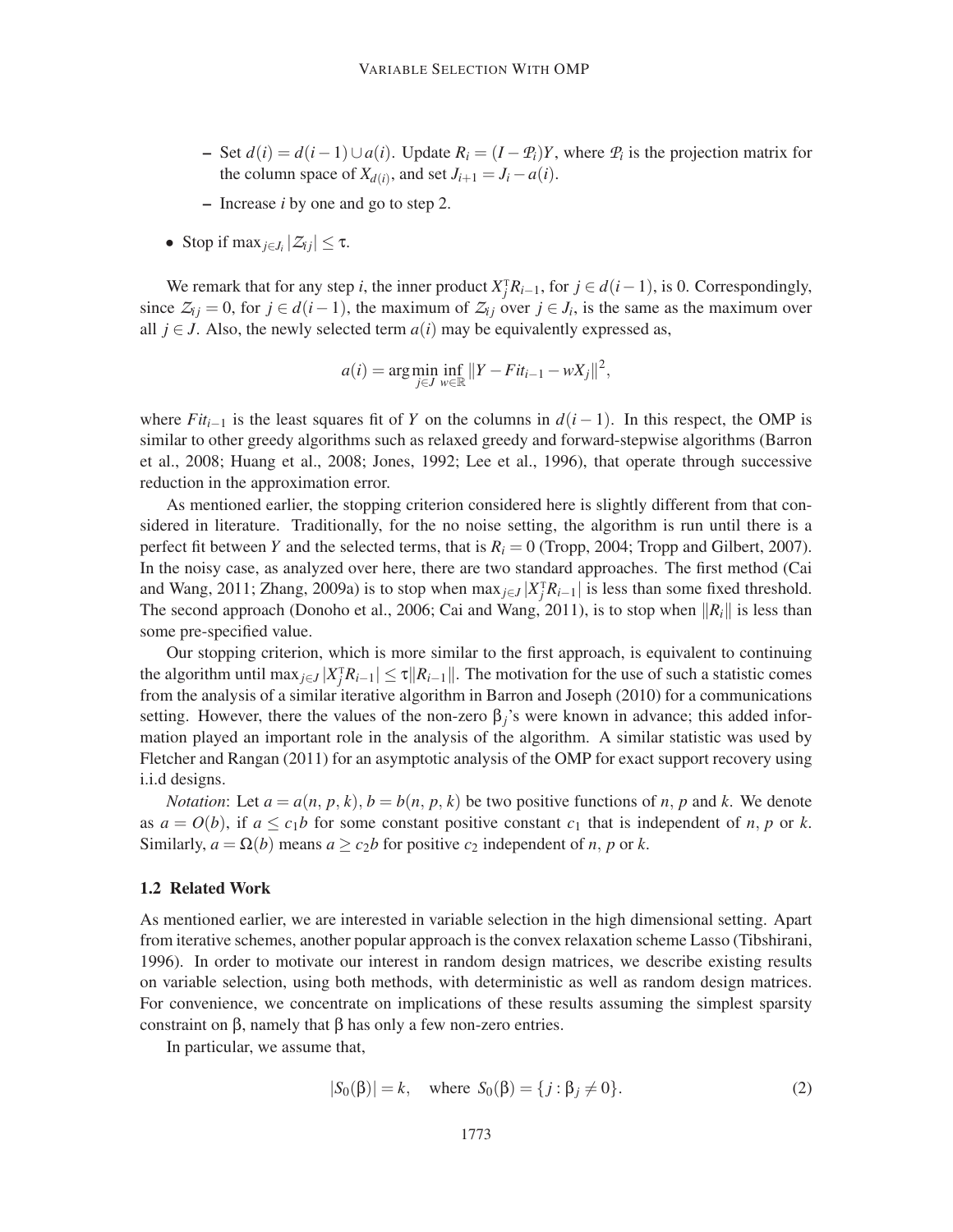- Set $d(i) = d(i-1) \cup a(i)$. Update $R_i = (I - \mathcal{P}_i)Y$, where $\mathcal{P}_i$ is the projection matrix for the column space of $X_{d(i)}$, and set $J_{i+1} = J_i - a(i)$.

- Increase $i$ by one and go to step 2.

- Stop if $\max_{j \in J_i} |\mathcal{Z}_{ij}| \leq \tau$.

We remark that for any step $i$, the inner product $X_j^T R_{i-1}$, for $j \in d(i-1)$, is 0. Correspondingly, since $\mathcal{Z}_{ij} = 0$, for $j \in d(i-1)$, the maximum of $\mathcal{Z}_{ij}$ over $j \in J_i$, is the same as the maximum over all $j \in J$. Also, the newly selected term $a(i)$ may be equivalently expressed as,

$$a(i) = \arg\min_{j \in J} \inf_{w \in \mathbb{R}} \|Y - Fit_{i-1} - wX_j\|^2,$$

where $Fit_{i-1}$ is the least squares fit of $Y$ on the columns in $d(i-1)$. In this respect, the OMP is similar to other greedy algorithms such as relaxed greedy and forward-stepwise algorithms (Barron et al., 2008; Huang et al., 2008; Jones, 1992; Lee et al., 1996), that operate through successive reduction in the approximation error.

As mentioned earlier, the stopping criterion considered here is slightly different from that considered in literature. Traditionally, for the no noise setting, the algorithm is run until there is a perfect fit between $Y$ and the selected terms, that is $R_i = 0$ (Tropp, 2004; Tropp and Gilbert, 2007). In the noisy case, as analyzed over here, there are two standard approaches. The first method (Cai and Wang, 2011; Zhang, 2009a) is to stop when $\max_{j \in J} |X_j^T R_{i-1}|$ is less than some fixed threshold. The second approach (Donoho et al., 2006; Cai and Wang, 2011), is to stop when $\|R_i\|$ is less than some pre-specified value.

Our stopping criterion, which is more similar to the first approach, is equivalent to continuing the algorithm until $\max_{j \in J} |X_j^T R_{i-1}| \leq \tau \|R_{i-1}\|$. The motivation for the use of such a statistic comes from the analysis of a similar iterative algorithm in Barron and Joseph (2010) for a communications setting. However, there the values of the non-zero $\beta_j$'s were known in advance; this added information played an important role in the analysis of the algorithm. A similar statistic was used by Fletcher and Rangan (2011) for an asymptotic analysis of the OMP for exact support recovery using i.i.d designs.

*Notation*: Let $a = a(n, p, k)$, $b = b(n, p, k)$ be two positive functions of $n$, $p$ and $k$. We denote as $a = O(b)$, if $a \leq c_1 b$ for some constant positive constant $c_1$ that is independent of $n$, $p$ or $k$. Similarly, $a = \Omega(b)$ means $a \geq c_2 b$ for positive $c_2$ independent of $n$, $p$ or $k$.

### 1.2 Related Work

As mentioned earlier, we are interested in variable selection in the high dimensional setting. Apart from iterative schemes, another popular approach is the convex relaxation scheme Lasso (Tibshirani, 1996). In order to motivate our interest in random design matrices, we describe existing results on variable selection, using both methods, with deterministic as well as random design matrices. For convenience, we concentrate on implications of these results assuming the simplest sparsity constraint on $\beta$, namely that $\beta$ has only a few non-zero entries.

In particular, we assume that,

$$|S_0(\beta)| = k, \quad \text{where } S_0(\beta) = \{j : \beta_j \neq 0\}. \tag{2}$$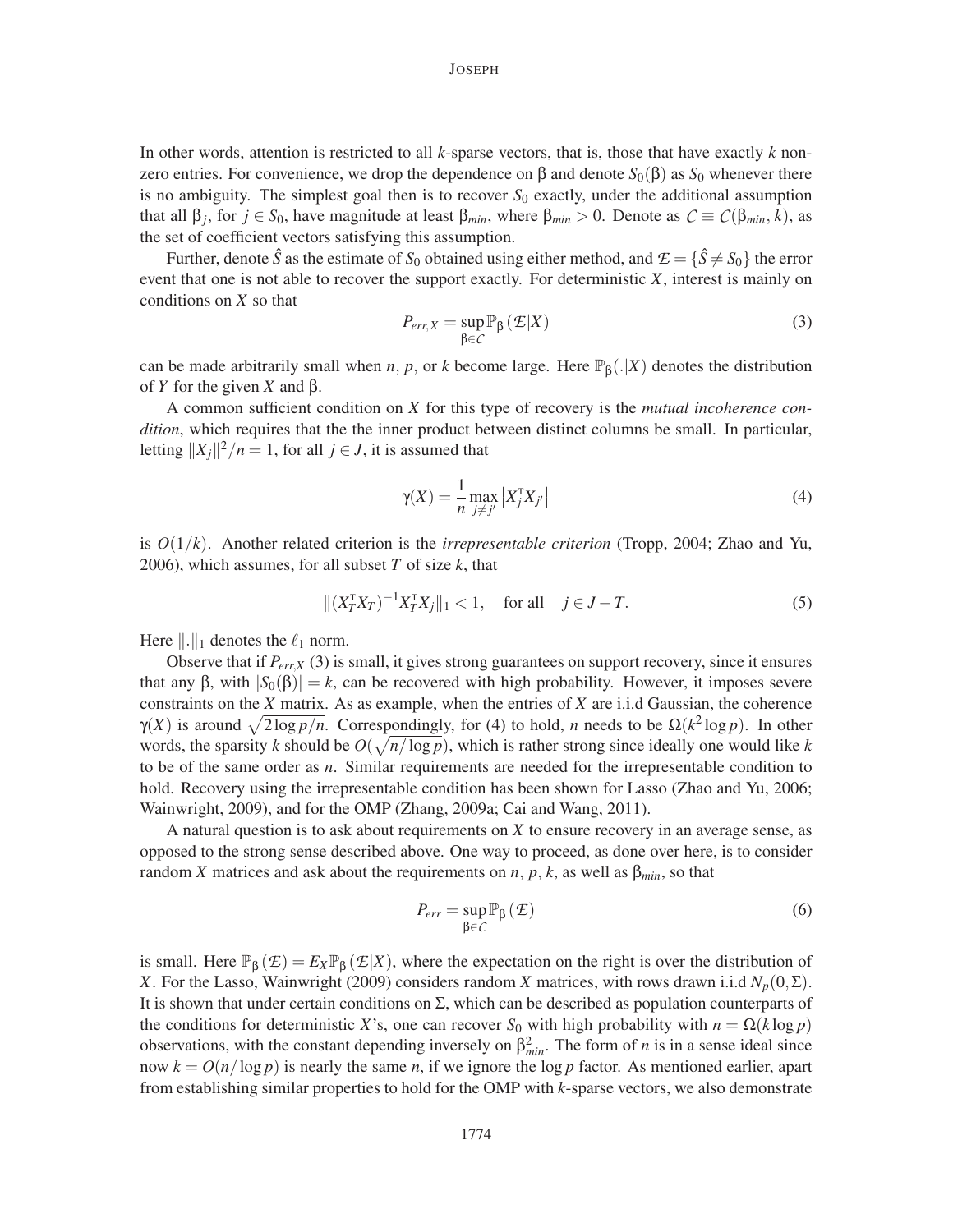In other words, attention is restricted to all $k$-sparse vectors, that is, those that have exactly $k$ non-zero entries. For convenience, we drop the dependence on $\beta$ and denote $S_0(\beta)$ as $S_0$ whenever there is no ambiguity. The simplest goal then is to recover $S_0$ exactly, under the additional assumption that all $\beta_j$, for $j \in S_0$, have magnitude at least $\beta_{min}$, where $\beta_{min} > 0$. Denote as $\mathcal{C} \equiv \mathcal{C}(\beta_{min}, k)$, as the set of coefficient vectors satisfying this assumption.

Further, denote $\hat{S}$ as the estimate of $S_0$ obtained using either method, and $\mathcal{E} = \{\hat{S} \neq S_0\}$ the error event that one is not able to recover the support exactly. For deterministic $X$, interest is mainly on conditions on $X$ so that

$$P_{err,X} = \sup_{\beta \in \mathcal{C}} \mathbb{P}_\beta(\mathcal{E}|X) \tag{3}$$

can be made arbitrarily small when $n$, $p$, or $k$ become large. Here $\mathbb{P}_\beta(.|X)$ denotes the distribution of $Y$ for the given $X$ and $\beta$.

A common sufficient condition on $X$ for this type of recovery is the *mutual incoherence condition*, which requires that the the inner product between distinct columns be small. In particular, letting $\|X_j\|^2/n = 1$, for all $j \in J$, it is assumed that

$$\gamma(X) = \frac{1}{n} \max_{j \neq j'} \left| X_j^{\mathrm{T}} X_{j'} \right| \tag{4}$$

is $O(1/k)$. Another related criterion is the *irrepresentable criterion* (Tropp, 2004; Zhao and Yu, 2006), which assumes, for all subset $T$ of size $k$, that

$$\|(X_T^{\mathrm{T}} X_T)^{-1} X_T^{\mathrm{T}} X_j\|_1 < 1, \quad \text{for all} \quad j \in J - T. \tag{5}$$

Here $\|.\|_1$ denotes the $\ell_1$ norm.

Observe that if $P_{err,X}$ (3) is small, it gives strong guarantees on support recovery, since it ensures that any $\beta$, with $|S_0(\beta)| = k$, can be recovered with high probability. However, it imposes severe constraints on the $X$ matrix. As as example, when the entries of $X$ are i.i.d Gaussian, the coherence $\gamma(X)$ is around $\sqrt{2\log p/n}$. Correspondingly, for (4) to hold, $n$ needs to be $\Omega(k^2 \log p)$. In other words, the sparsity $k$ should be $O(\sqrt{n/\log p})$, which is rather strong since ideally one would like $k$ to be of the same order as $n$. Similar requirements are needed for the irrepresentable condition to hold. Recovery using the irrepresentable condition has been shown for Lasso (Zhao and Yu, 2006; Wainwright, 2009), and for the OMP (Zhang, 2009a; Cai and Wang, 2011).

A natural question is to ask about requirements on $X$ to ensure recovery in an average sense, as opposed to the strong sense described above. One way to proceed, as done over here, is to consider random $X$ matrices and ask about the requirements on $n$, $p$, $k$, as well as $\beta_{min}$, so that

$$P_{err} = \sup_{\beta \in \mathcal{C}} \mathbb{P}_\beta(\mathcal{E}) \tag{6}$$

is small. Here $\mathbb{P}_\beta(\mathcal{E}) = E_X \mathbb{P}_\beta(\mathcal{E}|X)$, where the expectation on the right is over the distribution of $X$. For the Lasso, Wainwright (2009) considers random $X$ matrices, with rows drawn i.i.d $N_p(0, \Sigma)$. It is shown that under certain conditions on $\Sigma$, which can be described as population counterparts of the conditions for deterministic $X$'s, one can recover $S_0$ with high probability with $n = \Omega(k \log p)$ observations, with the constant depending inversely on $\beta_{min}^2$. The form of $n$ is in a sense ideal since now $k = O(n/\log p)$ is nearly the same $n$, if we ignore the $\log p$ factor. As mentioned earlier, apart from establishing similar properties to hold for the OMP with $k$-sparse vectors, we also demonstrate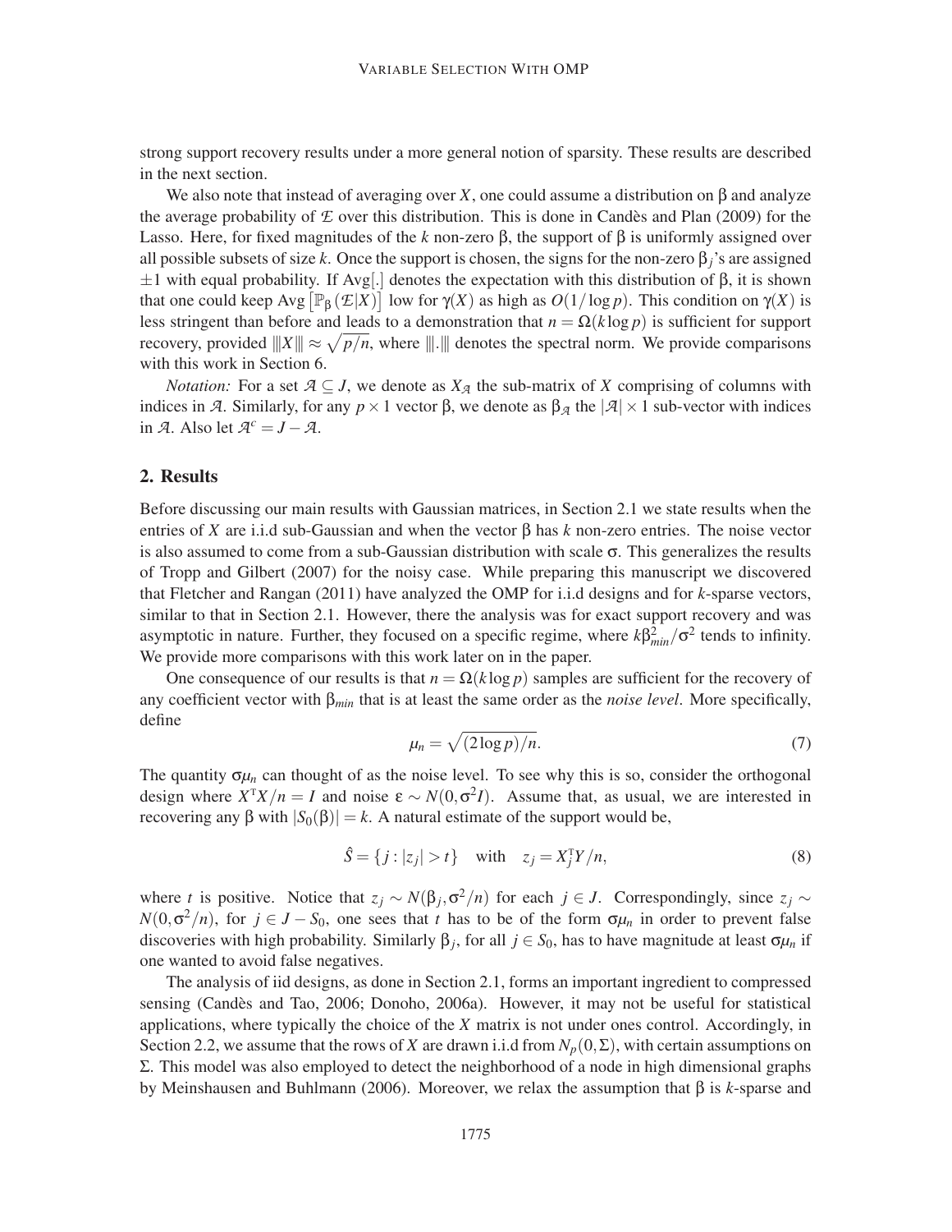strong support recovery results under a more general notion of sparsity. These results are described in the next section.

We also note that instead of averaging over $X$, one could assume a distribution on $\beta$ and analyze the average probability of $\mathcal{E}$ over this distribution. This is done in Candès and Plan (2009) for the Lasso. Here, for fixed magnitudes of the $k$ non-zero $\beta$, the support of $\beta$ is uniformly assigned over all possible subsets of size $k$. Once the support is chosen, the signs for the non-zero $\beta_j$'s are assigned $\pm 1$ with equal probability. If Avg[.] denotes the expectation with this distribution of $\beta$, it is shown that one could keep $\text{Avg}\left[\mathbb{P}_\beta(\mathcal{E}|X)\right]$ low for $\gamma(X)$ as high as $O(1/\log p)$. This condition on $\gamma(X)$ is less stringent than before and leads to a demonstration that $n = \Omega(k \log p)$ is sufficient for support recovery, provided $|||X||| \approx \sqrt{p/n}$, where $|||.|||$ denotes the spectral norm. We provide comparisons with this work in Section 6.

*Notation:* For a set $\mathcal{A} \subseteq J$, we denote as $X_{\mathcal{A}}$ the sub-matrix of $X$ comprising of columns with indices in $\mathcal{A}$. Similarly, for any $p \times 1$ vector $\beta$, we denote as $\beta_{\mathcal{A}}$ the $|\mathcal{A}| \times 1$ sub-vector with indices in $\mathcal{A}$. Also let $\mathcal{A}^c = J - \mathcal{A}$.

## 2. Results

Before discussing our main results with Gaussian matrices, in Section 2.1 we state results when the entries of $X$ are i.i.d sub-Gaussian and when the vector $\beta$ has $k$ non-zero entries. The noise vector is also assumed to come from a sub-Gaussian distribution with scale $\sigma$. This generalizes the results of Tropp and Gilbert (2007) for the noisy case. While preparing this manuscript we discovered that Fletcher and Rangan (2011) have analyzed the OMP for i.i.d designs and for $k$-sparse vectors, similar to that in Section 2.1. However, there the analysis was for exact support recovery and was asymptotic in nature. Further, they focused on a specific regime, where $k\beta_{min}^2/\sigma^2$ tends to infinity. We provide more comparisons with this work later on in the paper.

One consequence of our results is that $n = \Omega(k \log p)$ samples are sufficient for the recovery of any coefficient vector with $\beta_{min}$ that is at least the same order as the *noise level*. More specifically, define

$$\mu_n = \sqrt{(2 \log p)/n}. \tag{7}$$

The quantity $\sigma\mu_n$ can thought of as the noise level. To see why this is so, consider the orthogonal design where $X^{\mathsf{T}}X/n = I$ and noise $\varepsilon \sim N(0, \sigma^2 I)$. Assume that, as usual, we are interested in recovering any $\beta$ with $|S_0(\beta)| = k$. A natural estimate of the support would be,

$$\hat{S} = \{j : |z_j| > t\} \quad \text{with} \quad z_j = X_j^{\mathsf{T}} Y/n, \tag{8}$$

where $t$ is positive. Notice that $z_j \sim N(\beta_j, \sigma^2/n)$ for each $j \in J$. Correspondingly, since $z_j \sim N(0, \sigma^2/n)$, for $j \in J - S_0$, one sees that $t$ has to be of the form $\sigma\mu_n$ in order to prevent false discoveries with high probability. Similarly $\beta_j$, for all $j \in S_0$, has to have magnitude at least $\sigma\mu_n$ if one wanted to avoid false negatives.

The analysis of iid designs, as done in Section 2.1, forms an important ingredient to compressed sensing (Candès and Tao, 2006; Donoho, 2006a). However, it may not be useful for statistical applications, where typically the choice of the $X$ matrix is not under ones control. Accordingly, in Section 2.2, we assume that the rows of $X$ are drawn i.i.d from $N_p(0, \Sigma)$, with certain assumptions on $\Sigma$. This model was also employed to detect the neighborhood of a node in high dimensional graphs by Meinshausen and Buhlmann (2006). Moreover, we relax the assumption that $\beta$ is $k$-sparse and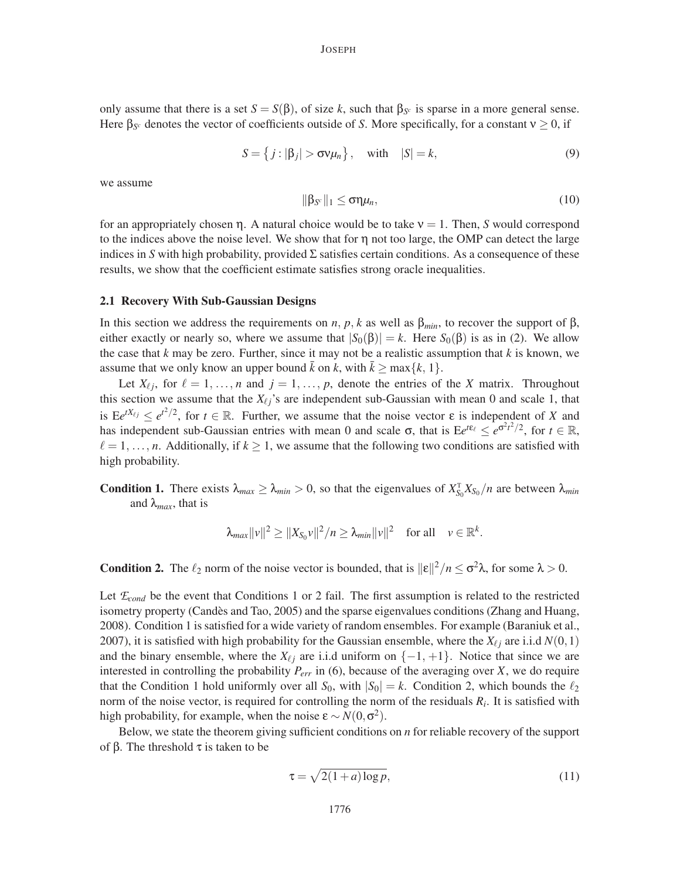only assume that there is a set $S = S(\beta)$, of size $k$, such that $\beta_{S^c}$ is sparse in a more general sense. Here $\beta_{S^c}$ denotes the vector of coefficients outside of $S$. More specifically, for a constant $\nu \geq 0$, if

$$S = \left\{ j : |\beta_j| > \sigma\nu\mu_n \right\}, \quad \text{with} \quad |S| = k, \tag{9}$$

we assume

$$\|\beta_{S^c}\|_1 \leq \sigma\eta\mu_n, \tag{10}$$

for an appropriately chosen $\eta$. A natural choice would be to take $\nu = 1$. Then, $S$ would correspond to the indices above the noise level. We show that for $\eta$ not too large, the OMP can detect the large indices in $S$ with high probability, provided $\Sigma$ satisfies certain conditions. As a consequence of these results, we show that the coefficient estimate satisfies strong oracle inequalities.

### 2.1 Recovery With Sub-Gaussian Designs

In this section we address the requirements on $n, p, k$ as well as $\beta_{min}$, to recover the support of $\beta$, either exactly or nearly so, where we assume that $|S_0(\beta)| = k$. Here $S_0(\beta)$ is as in (2). We allow the case that $k$ may be zero. Further, since it may not be a realistic assumption that $k$ is known, we assume that we only know an upper bound $\bar{k}$ on $k$, with $\bar{k} \geq \max\{k, 1\}$.

Let $X_{\ell j}$, for $\ell = 1, \ldots, n$ and $j = 1, \ldots, p$, denote the entries of the $X$ matrix. Throughout this section we assume that the $X_{\ell j}$'s are independent sub-Gaussian with mean 0 and scale 1, that is $\mathrm{E}e^{tX_{\ell j}} \leq e^{t^2/2}$, for $t \in \mathbb{R}$. Further, we assume that the noise vector $\varepsilon$ is independent of $X$ and has independent sub-Gaussian entries with mean 0 and scale $\sigma$, that is $\mathrm{E}e^{t\varepsilon_\ell} \leq e^{\sigma^2 t^2/2}$, for $t \in \mathbb{R}$, $\ell = 1, \ldots, n$. Additionally, if $k \geq 1$, we assume that the following two conditions are satisfied with high probability.

**Condition 1.** There exists $\lambda_{max} \geq \lambda_{min} > 0$, so that the eigenvalues of $X_{S_0}^{\mathrm{T}} X_{S_0}/n$ are between $\lambda_{min}$ and $\lambda_{max}$, that is

$$\lambda_{max}\|v\|^2 \geq \|X_{S_0}v\|^2/n \geq \lambda_{min}\|v\|^2 \quad \text{for all} \quad v \in \mathbb{R}^k.$$

**Condition 2.** The $\ell_2$ norm of the noise vector is bounded, that is $\|\varepsilon\|^2/n \leq \sigma^2\lambda$, for some $\lambda > 0$.

Let $\mathcal{E}_{cond}$ be the event that Conditions 1 or 2 fail. The first assumption is related to the restricted isometry property (Candès and Tao, 2005) and the sparse eigenvalues conditions (Zhang and Huang, 2008). Condition 1 is satisfied for a wide variety of random ensembles. For example (Baraniuk et al., 2007), it is satisfied with high probability for the Gaussian ensemble, where the $X_{\ell j}$ are i.i.d $N(0,1)$ and the binary ensemble, where the $X_{\ell j}$ are i.i.d uniform on $\{-1, +1\}$. Notice that since we are interested in controlling the probability $P_{err}$ in (6), because of the averaging over $X$, we do require that the Condition 1 hold uniformly over all $S_0$, with $|S_0| = k$. Condition 2, which bounds the $\ell_2$ norm of the noise vector, is required for controlling the norm of the residuals $R_i$. It is satisfied with high probability, for example, when the noise $\varepsilon \sim N(0, \sigma^2)$.

Below, we state the theorem giving sufficient conditions on $n$ for reliable recovery of the support of $\beta$. The threshold $\tau$ is taken to be

$$\tau = \sqrt{2(1+a)\log p}, \tag{11}$$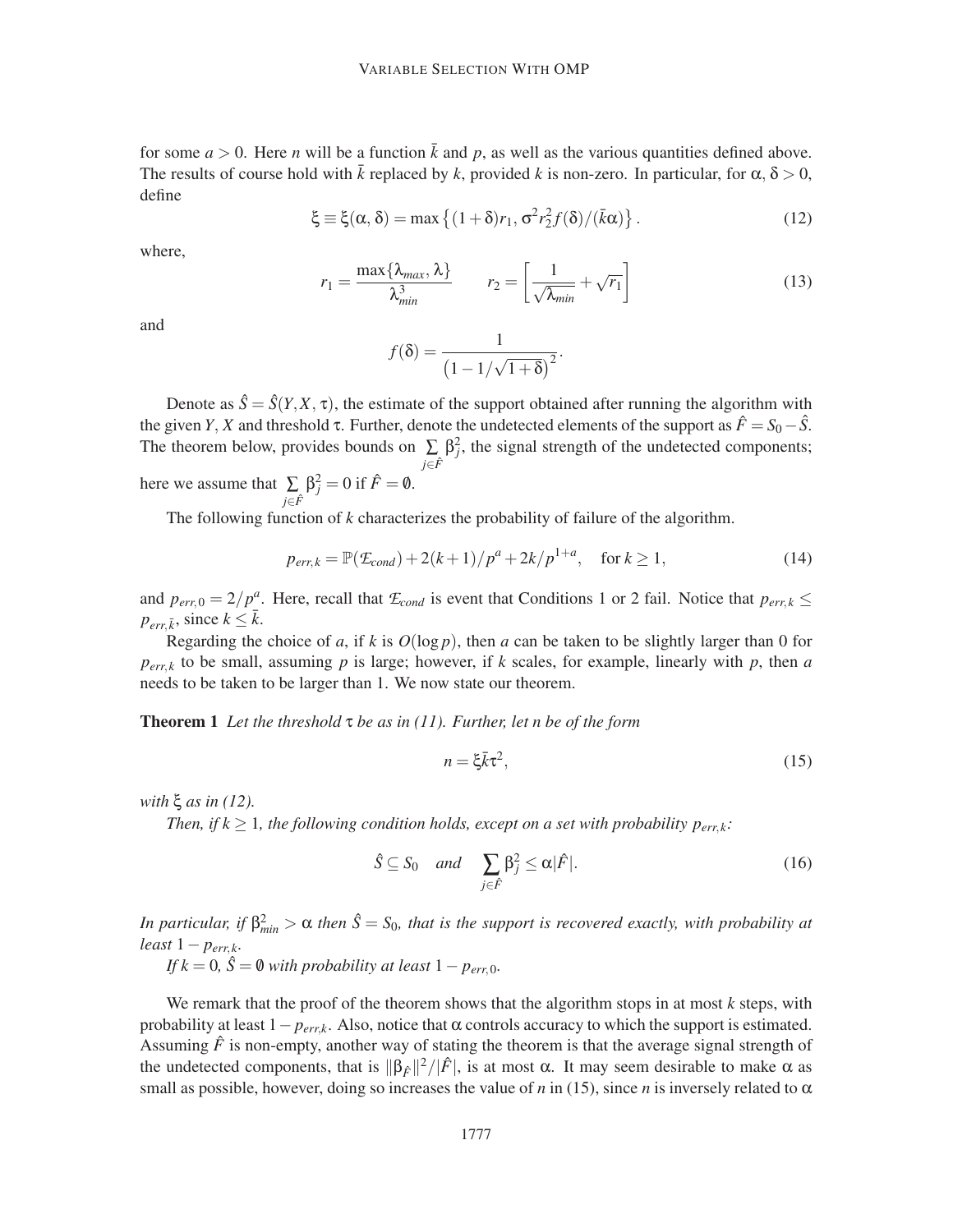for some $a > 0$. Here $n$ will be a function $\bar{k}$ and $p$, as well as the various quantities defined above. The results of course hold with $\bar{k}$ replaced by $k$, provided $k$ is non-zero. In particular, for $\alpha, \delta > 0$, define

$$\xi \equiv \xi(\alpha, \delta) = \max\left\{(1+\delta)r_1,\, \sigma^2 r_2^2 f(\delta)/(\bar{k}\alpha)\right\}. \tag{12}$$

where,

$$r_1 = \frac{\max\{\lambda_{max}, \lambda\}}{\lambda_{min}^3} \qquad r_2 = \left[\frac{1}{\sqrt{\lambda_{min}}} + \sqrt{r_1}\right] \tag{13}$$

and

$$f(\delta) = \frac{1}{\left(1 - 1/\sqrt{1+\delta}\right)^2}.$$

Denote as $\hat{S} = \hat{S}(Y, X, \tau)$, the estimate of the support obtained after running the algorithm with the given $Y$, $X$ and threshold $\tau$. Further, denote the undetected elements of the support as $\hat{F} = S_0 - \hat{S}$. The theorem below, provides bounds on $\sum_{j \in \hat{F}} \beta_j^2$, the signal strength of the undetected components; here we assume that $\sum_{j \in \hat{F}} \beta_j^2 = 0$ if $\hat{F} = \emptyset$.

The following function of $k$ characterizes the probability of failure of the algorithm.

$$p_{err,k} = \mathbb{P}(\mathcal{E}_{cond}) + 2(k+1)/p^a + 2k/p^{1+a}, \quad \text{for } k \geq 1, \tag{14}$$

and $p_{err,0} = 2/p^a$. Here, recall that $\mathcal{E}_{cond}$ is event that Conditions 1 or 2 fail. Notice that $p_{err,k} \leq p_{err,\bar{k}}$, since $k \leq \bar{k}$.

Regarding the choice of $a$, if $k$ is $O(\log p)$, then $a$ can be taken to be slightly larger than 0 for $p_{err,k}$ to be small, assuming $p$ is large; however, if $k$ scales, for example, linearly with $p$, then $a$ needs to be taken to be larger than 1. We now state our theorem.

**Theorem 1** *Let the threshold $\tau$ be as in (11). Further, let $n$ be of the form*

$$n = \xi \bar{k} \tau^2, \tag{15}$$

*with $\xi$ as in (12).*

*Then, if $k \geq 1$, the following condition holds, except on a set with probability $p_{err,k}$:*

$$\hat{S} \subseteq S_0 \quad \text{and} \quad \sum_{j \in \hat{F}} \beta_j^2 \leq \alpha |\hat{F}|. \tag{16}$$

*In particular, if $\beta_{min}^2 > \alpha$ then $\hat{S} = S_0$, that is the support is recovered exactly, with probability at least $1 - p_{err,k}$.*

*If $k = 0$, $\hat{S} = \emptyset$ with probability at least $1 - p_{err,0}$.*

We remark that the proof of the theorem shows that the algorithm stops in at most $k$ steps, with probability at least $1 - p_{err,k}$. Also, notice that $\alpha$ controls accuracy to which the support is estimated. Assuming $\hat{F}$ is non-empty, another way of stating the theorem is that the average signal strength of the undetected components, that is $\|\beta_{\hat{F}}\|^2/|\hat{F}|$, is at most $\alpha$. It may seem desirable to make $\alpha$ as small as possible, however, doing so increases the value of $n$ in (15), since $n$ is inversely related to $\alpha$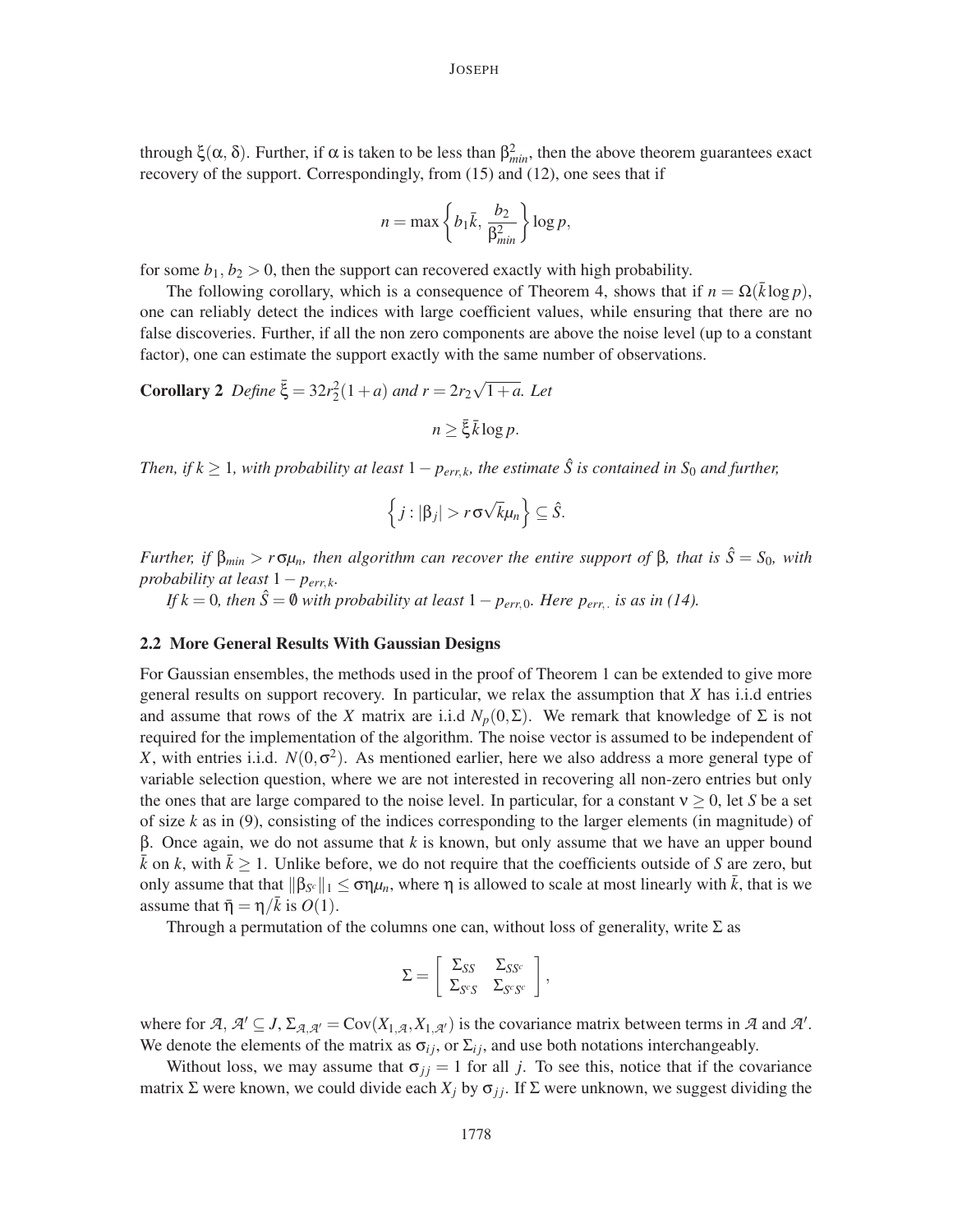through $\xi(\alpha, \delta)$. Further, if $\alpha$ is taken to be less than $\beta_{min}^2$, then the above theorem guarantees exact recovery of the support. Correspondingly, from (15) and (12), one sees that if

$$n = \max\left\{b_1 \bar{k},\, \frac{b_2}{\beta_{min}^2}\right\} \log p,$$

for some $b_1, b_2 > 0$, then the support can recovered exactly with high probability.

The following corollary, which is a consequence of Theorem 4, shows that if $n = \Omega(\bar{k} \log p)$, one can reliably detect the indices with large coefficient values, while ensuring that there are no false discoveries. Further, if all the non zero components are above the noise level (up to a constant factor), one can estimate the support exactly with the same number of observations.

**Corollary 2** *Define* $\bar{\bar{\xi}} = 32 r_2^2 (1+a)$ *and* $r = 2 r_2 \sqrt{1+a}$. *Let*

$$n \geq \bar{\bar{\xi}} \bar{k} \log p.$$

*Then, if* $k \geq 1$*, with probability at least* $1 - p_{err,k}$*, the estimate* $\hat{S}$ *is contained in* $S_0$ *and further,*

$$\left\{ j : |\beta_j| > r\sigma\sqrt{k}\mu_n \right\} \subseteq \hat{S}.$$

*Further, if* $\beta_{min} > r\sigma\mu_n$*, then algorithm can recover the entire support of* $\beta$*, that is* $\hat{S} = S_0$*, with probability at least* $1 - p_{err,k}$*.*

*If* $k = 0$*, then* $\hat{S} = \emptyset$ *with probability at least* $1 - p_{err,0}$*. Here* $p_{err,\cdot}$ *is as in (14).*

### 2.2 More General Results With Gaussian Designs

For Gaussian ensembles, the methods used in the proof of Theorem 1 can be extended to give more general results on support recovery. In particular, we relax the assumption that $X$ has i.i.d entries and assume that rows of the $X$ matrix are i.i.d $N_p(0, \Sigma)$. We remark that knowledge of $\Sigma$ is not required for the implementation of the algorithm. The noise vector is assumed to be independent of $X$, with entries i.i.d. $N(0, \sigma^2)$. As mentioned earlier, here we also address a more general type of variable selection question, where we are not interested in recovering all non-zero entries but only the ones that are large compared to the noise level. In particular, for a constant $\nu \geq 0$, let $S$ be a set of size $k$ as in (9), consisting of the indices corresponding to the larger elements (in magnitude) of $\beta$. Once again, we do not assume that $k$ is known, but only assume that we have an upper bound $\bar{k}$ on $k$, with $\bar{k} \geq 1$. Unlike before, we do not require that the coefficients outside of $S$ are zero, but only assume that that $\|\beta_{S^c}\|_1 \leq \sigma\eta\mu_n$, where $\eta$ is allowed to scale at most linearly with $\bar{k}$, that is we assume that $\bar{\eta} = \eta/\bar{k}$ is $O(1)$.

Through a permutation of the columns one can, without loss of generality, write $\Sigma$ as

$$\Sigma = \begin{bmatrix} \Sigma_{SS} & \Sigma_{SS^c} \\ \Sigma_{S^cS} & \Sigma_{S^cS^c} \end{bmatrix},$$

where for $\mathcal{A}$, $\mathcal{A}' \subseteq J$, $\Sigma_{\mathcal{A},\mathcal{A}'} = \text{Cov}(X_{1,\mathcal{A}}, X_{1,\mathcal{A}'})$ is the covariance matrix between terms in $\mathcal{A}$ and $\mathcal{A}'$. We denote the elements of the matrix as $\sigma_{ij}$, or $\Sigma_{ij}$, and use both notations interchangeably.

Without loss, we may assume that $\sigma_{jj} = 1$ for all $j$. To see this, notice that if the covariance matrix $\Sigma$ were known, we could divide each $X_j$ by $\sigma_{jj}$. If $\Sigma$ were unknown, we suggest dividing the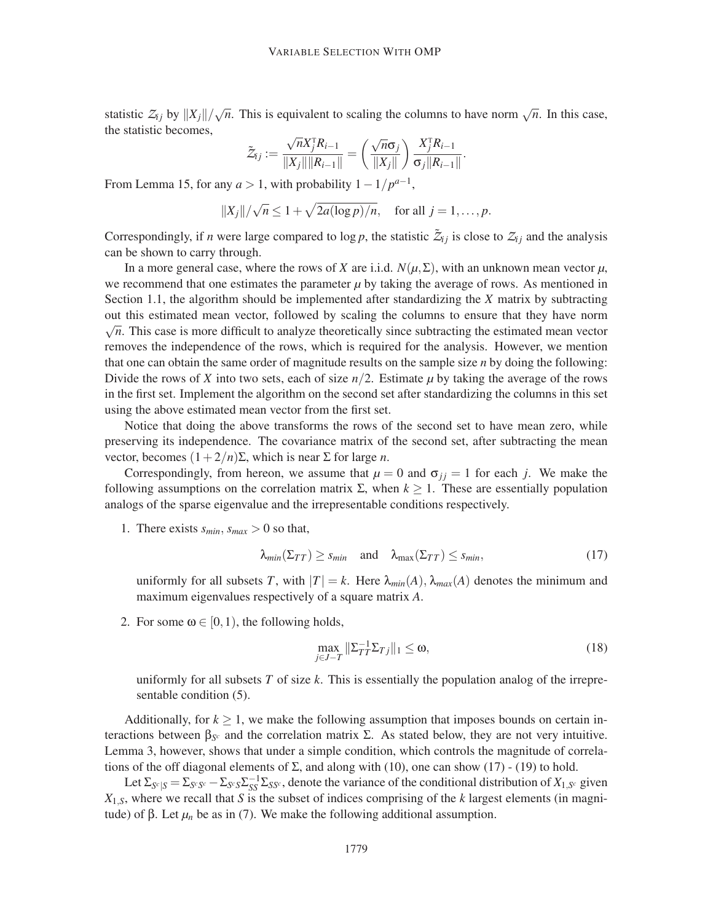statistic $\mathcal{Z}_{ij}$ by $\|X_j\|/\sqrt{n}$. This is equivalent to scaling the columns to have norm $\sqrt{n}$. In this case, the statistic becomes,

$$\tilde{\mathcal{Z}}_{ij} := \frac{\sqrt{n}X_j^{\mathrm{T}}R_{i-1}}{\|X_j\|\|R_{i-1}\|} = \left(\frac{\sqrt{n}\sigma_j}{\|X_j\|}\right)\frac{X_j^{\mathrm{T}}R_{i-1}}{\sigma_j\|R_{i-1}\|}.$$

From Lemma 15, for any $a > 1$, with probability $1 - 1/p^{a-1}$,

$$\|X_j\|/\sqrt{n} \leq 1 + \sqrt{2a(\log p)/n}, \quad \text{for all } j = 1, \ldots, p.$$

Correspondingly, if $n$ were large compared to $\log p$, the statistic $\tilde{\mathcal{Z}}_{ij}$ is close to $\mathcal{Z}_{ij}$ and the analysis can be shown to carry through.

In a more general case, where the rows of $X$ are i.i.d. $N(\mu, \Sigma)$, with an unknown mean vector $\mu$, we recommend that one estimates the parameter $\mu$ by taking the average of rows. As mentioned in Section 1.1, the algorithm should be implemented after standardizing the $X$ matrix by subtracting out this estimated mean vector, followed by scaling the columns to ensure that they have norm $\sqrt{n}$. This case is more difficult to analyze theoretically since subtracting the estimated mean vector removes the independence of the rows, which is required for the analysis. However, we mention that one can obtain the same order of magnitude results on the sample size $n$ by doing the following: Divide the rows of $X$ into two sets, each of size $n/2$. Estimate $\mu$ by taking the average of the rows in the first set. Implement the algorithm on the second set after standardizing the columns in this set using the above estimated mean vector from the first set.

Notice that doing the above transforms the rows of the second set to have mean zero, while preserving its independence. The covariance matrix of the second set, after subtracting the mean vector, becomes $(1 + 2/n)\Sigma$, which is near $\Sigma$ for large $n$.

Correspondingly, from hereon, we assume that $\mu = 0$ and $\sigma_{jj} = 1$ for each $j$. We make the following assumptions on the correlation matrix $\Sigma$, when $k \geq 1$. These are essentially population analogs of the sparse eigenvalue and the irrepresentable conditions respectively.

1. There exists $s_{min}, s_{max} > 0$ so that,

$$\lambda_{min}(\Sigma_{TT}) \geq s_{min} \quad \text{and} \quad \lambda_{\max}(\Sigma_{TT}) \leq s_{min}, \tag{17}$$

   uniformly for all subsets $T$, with $|T| = k$. Here $\lambda_{min}(A), \lambda_{max}(A)$ denotes the minimum and maximum eigenvalues respectively of a square matrix $A$.

2. For some $\omega \in [0, 1)$, the following holds,

$$\max_{j \in J - T} \|\Sigma_{TT}^{-1}\Sigma_{Tj}\|_1 \leq \omega, \tag{18}$$

   uniformly for all subsets $T$ of size $k$. This is essentially the population analog of the irrepresentable condition (5).

Additionally, for $k \geq 1$, we make the following assumption that imposes bounds on certain interactions between $\beta_{S^c}$ and the correlation matrix $\Sigma$. As stated below, they are not very intuitive. Lemma 3, however, shows that under a simple condition, which controls the magnitude of correlations of the off diagonal elements of $\Sigma$, and along with (10), one can show (17) - (19) to hold.

Let $\Sigma_{S^c|S} = \Sigma_{S^cS^c} - \Sigma_{S^cS}\Sigma_{SS}^{-1}\Sigma_{SS^c}$, denote the variance of the conditional distribution of $X_{1,S^c}$ given $X_{1,S}$, where we recall that $S$ is the subset of indices comprising of the $k$ largest elements (in magnitude) of $\beta$. Let $\mu_n$ be as in (7). We make the following additional assumption.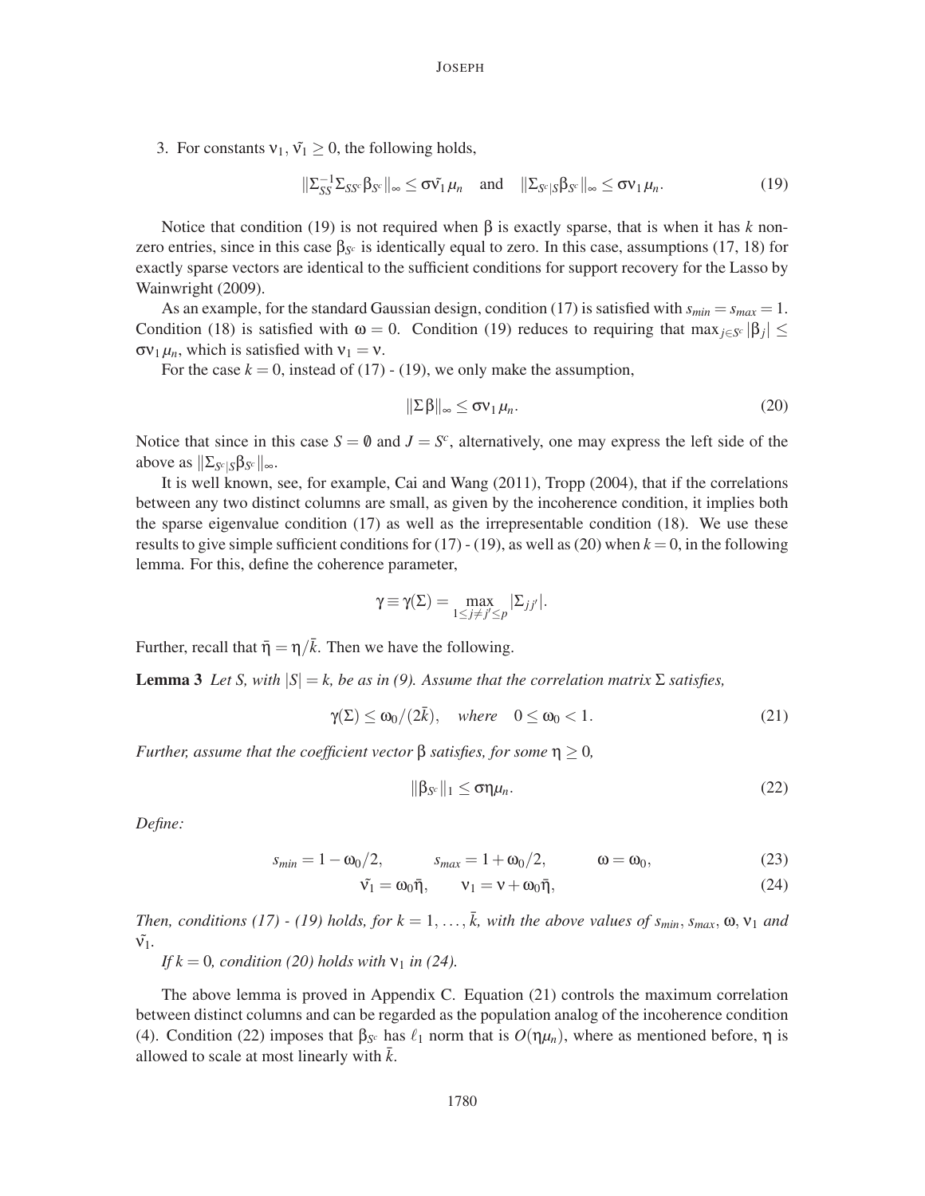3. For constants $\nu_1, \tilde{\nu}_1 \geq 0$, the following holds,

$$\|\Sigma_{SS}^{-1}\Sigma_{SS^c}\beta_{S^c}\|_\infty \leq \sigma\tilde{\nu}_1\mu_n \quad \text{and} \quad \|\Sigma_{S^c|S}\beta_{S^c}\|_\infty \leq \sigma\nu_1\mu_n. \tag{19}$$

Notice that condition (19) is not required when $\beta$ is exactly sparse, that is when it has $k$ non-zero entries, since in this case $\beta_{S^c}$ is identically equal to zero. In this case, assumptions (17, 18) for exactly sparse vectors are identical to the sufficient conditions for support recovery for the Lasso by Wainwright (2009).

As an example, for the standard Gaussian design, condition (17) is satisfied with $s_{min} = s_{max} = 1$. Condition (18) is satisfied with $\omega = 0$. Condition (19) reduces to requiring that $\max_{j\in S^c}|\beta_j| \leq \sigma\nu_1\mu_n$, which is satisfied with $\nu_1 = \nu$.

For the case $k = 0$, instead of (17) - (19), we only make the assumption,

$$\|\Sigma\beta\|_\infty \leq \sigma\nu_1\mu_n. \tag{20}$$

Notice that since in this case $S = \emptyset$ and $J = S^c$, alternatively, one may express the left side of the above as $\|\Sigma_{S^c|S}\beta_{S^c}\|_\infty$.

It is well known, see, for example, Cai and Wang (2011), Tropp (2004), that if the correlations between any two distinct columns are small, as given by the incoherence condition, it implies both the sparse eigenvalue condition (17) as well as the irrepresentable condition (18). We use these results to give simple sufficient conditions for (17) - (19), as well as (20) when $k = 0$, in the following lemma. For this, define the coherence parameter,

$$\gamma \equiv \gamma(\Sigma) = \max_{1\leq j\neq j'\leq p}|\Sigma_{jj'}|.$$

Further, recall that $\bar{\eta} = \eta/\bar{k}$. Then we have the following.

**Lemma 3** *Let $S$, with $|S| = k$, be as in (9). Assume that the correlation matrix $\Sigma$ satisfies,*

$$\gamma(\Sigma) \leq \omega_0/(2\bar{k}), \quad \text{where} \quad 0 \leq \omega_0 < 1. \tag{21}$$

*Further, assume that the coefficient vector $\beta$ satisfies, for some $\eta \geq 0$,*

$$\|\beta_{S^c}\|_1 \leq \sigma\eta\mu_n. \tag{22}$$

*Define:*

$$s_{min} = 1 - \omega_0/2, \qquad s_{max} = 1 + \omega_0/2, \qquad \omega = \omega_0, \tag{23}$$

$$\tilde{\nu}_1 = \omega_0\bar{\eta}, \qquad \nu_1 = \nu + \omega_0\bar{\eta}, \tag{24}$$

*Then, conditions (17) - (19) holds, for $k = 1, \ldots, \bar{k}$, with the above values of $s_{min}$, $s_{max}$, $\omega$, $\nu_1$ and $\tilde{\nu}_1$.*

*If $k = 0$, condition (20) holds with $\nu_1$ in (24).*

The above lemma is proved in Appendix C. Equation (21) controls the maximum correlation between distinct columns and can be regarded as the population analog of the incoherence condition (4). Condition (22) imposes that $\beta_{S^c}$ has $\ell_1$ norm that is $O(\eta\mu_n)$, where as mentioned before, $\eta$ is allowed to scale at most linearly with $\bar{k}$.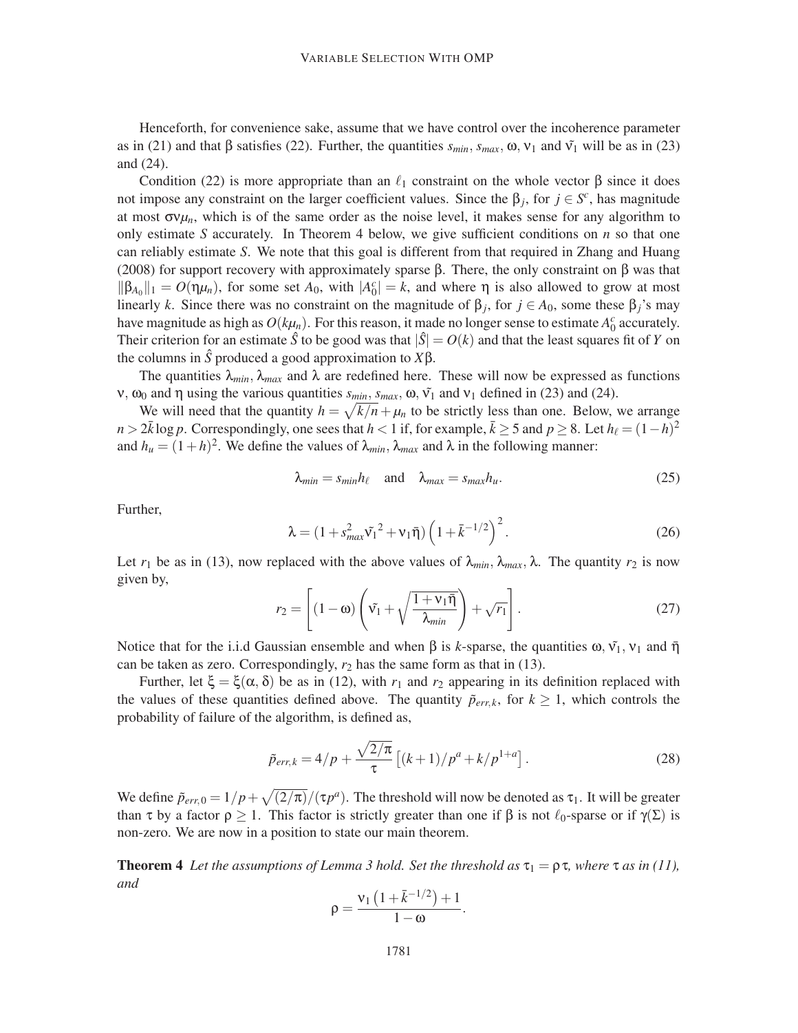Henceforth, for convenience sake, assume that we have control over the incoherence parameter as in (21) and that $\beta$ satisfies (22). Further, the quantities $s_{min}$, $s_{max}$, $\omega$, $\nu_1$ and $\tilde{\nu_1}$ will be as in (23) and (24).

Condition (22) is more appropriate than an $\ell_1$ constraint on the whole vector $\beta$ since it does not impose any constraint on the larger coefficient values. Since the $\beta_j$, for $j \in S^c$, has magnitude at most $\sigma\nu\mu_n$, which is of the same order as the noise level, it makes sense for any algorithm to only estimate $S$ accurately. In Theorem 4 below, we give sufficient conditions on $n$ so that one can reliably estimate $S$. We note that this goal is different from that required in Zhang and Huang (2008) for support recovery with approximately sparse $\beta$. There, the only constraint on $\beta$ was that $\|\beta_{A_0}\|_1 = O(\eta\mu_n)$, for some set $A_0$, with $|A_0^c| = k$, and where $\eta$ is also allowed to grow at most linearly $k$. Since there was no constraint on the magnitude of $\beta_j$, for $j \in A_0$, some these $\beta_j$'s may have magnitude as high as $O(k\mu_n)$. For this reason, it made no longer sense to estimate $A_0^c$ accurately. Their criterion for an estimate $\hat{S}$ to be good was that $|\hat{S}| = O(k)$ and that the least squares fit of $Y$ on the columns in $\hat{S}$ produced a good approximation to $X\beta$.

The quantities $\lambda_{min}$, $\lambda_{max}$ and $\lambda$ are redefined here. These will now be expressed as functions $\nu$, $\omega_0$ and $\eta$ using the various quantities $s_{min}$, $s_{max}$, $\omega$, $\tilde{\nu_1}$ and $\nu_1$ defined in (23) and (24).

We will need that the quantity $h = \sqrt{k/n} + \mu_n$ to be strictly less than one. Below, we arrange $n > 2\bar{k}\log p$. Correspondingly, one sees that $h < 1$ if, for example, $\bar{k} \geq 5$ and $p \geq 8$. Let $h_\ell = (1-h)^2$ and $h_u = (1+h)^2$. We define the values of $\lambda_{min}$, $\lambda_{max}$ and $\lambda$ in the following manner:

$$\lambda_{min} = s_{min}h_\ell \quad \text{and} \quad \lambda_{max} = s_{max}h_u. \tag{25}$$

Further,

$$\lambda = (1 + s_{max}^2\tilde{\nu_1}^2 + \nu_1\bar{\eta})\left(1 + \bar{k}^{-1/2}\right)^2. \tag{26}$$

Let $r_1$ be as in (13), now replaced with the above values of $\lambda_{min}$, $\lambda_{max}$, $\lambda$. The quantity $r_2$ is now given by,

$$r_2 = \left[(1-\omega)\left(\tilde{\nu_1} + \sqrt{\frac{1+\nu_1\bar{\eta}}{\lambda_{min}}}\right) + \sqrt{r_1}\right]. \tag{27}$$

Notice that for the i.i.d Gaussian ensemble and when $\beta$ is $k$-sparse, the quantities $\omega$, $\tilde{\nu_1}$, $\nu_1$ and $\bar{\eta}$ can be taken as zero. Correspondingly, $r_2$ has the same form as that in (13).

Further, let $\xi = \xi(\alpha, \delta)$ be as in (12), with $r_1$ and $r_2$ appearing in its definition replaced with the values of these quantities defined above. The quantity $\tilde{p}_{err,k}$, for $k \geq 1$, which controls the probability of failure of the algorithm, is defined as,

$$\tilde{p}_{err,k} = 4/p + \frac{\sqrt{2/\pi}}{\tau}\left[(k+1)/p^a + k/p^{1+a}\right]. \tag{28}$$

We define $\tilde{p}_{err,0} = 1/p + \sqrt{(2/\pi)}/(\tau p^a)$. The threshold will now be denoted as $\tau_1$. It will be greater than $\tau$ by a factor $\rho \geq 1$. This factor is strictly greater than one if $\beta$ is not $\ell_0$-sparse or if $\gamma(\Sigma)$ is non-zero. We are now in a position to state our main theorem.

**Theorem 4** *Let the assumptions of Lemma 3 hold. Set the threshold as $\tau_1 = \rho\,\tau$, where $\tau$ as in (11), and*

$$\rho = \frac{\nu_1\left(1 + \bar{k}^{-1/2}\right) + 1}{1 - \omega}.$$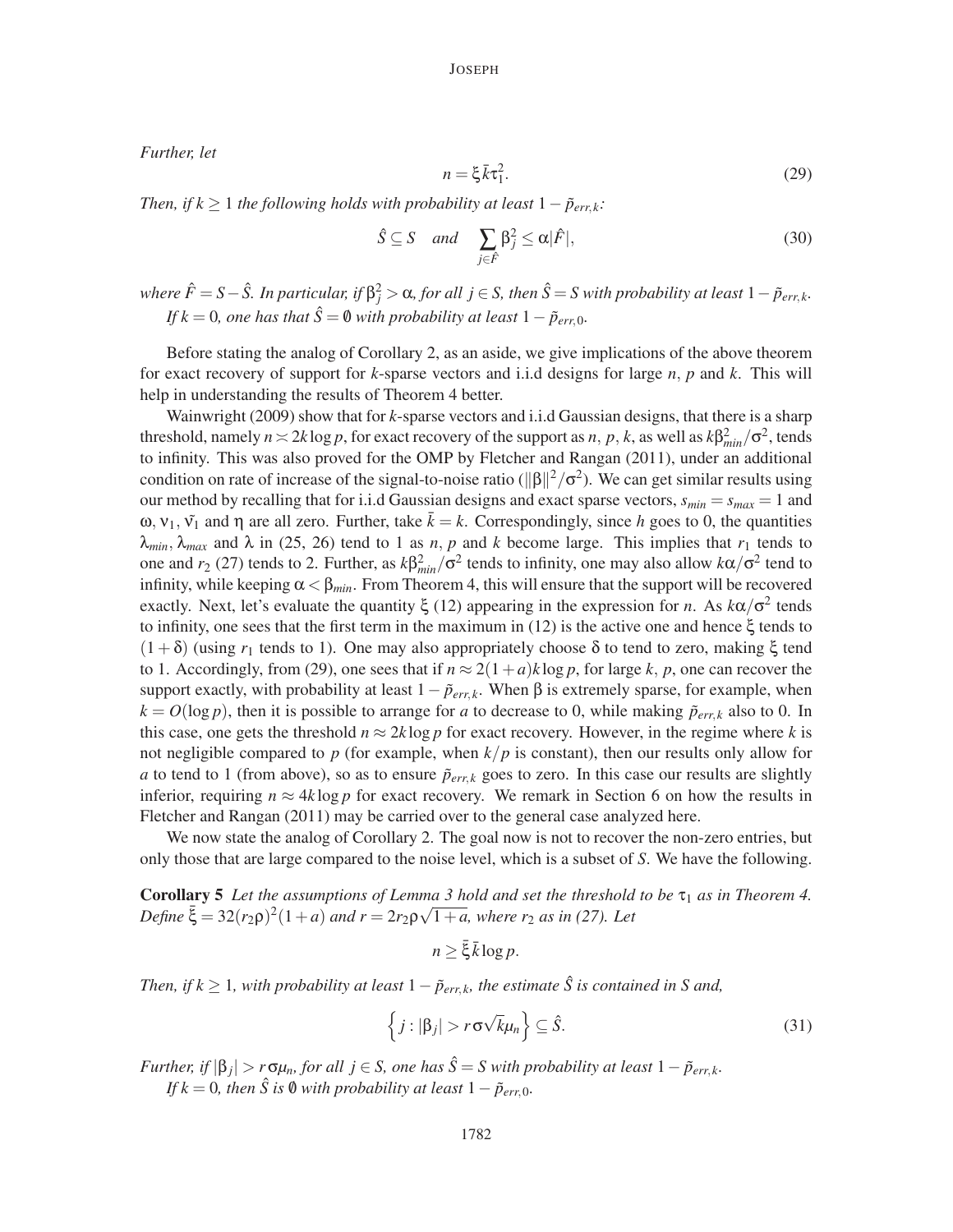*Further, let*

$$n = \xi \bar{k} \tau_1^2. \tag{29}$$

*Then, if $k \geq 1$ the following holds with probability at least $1 - \tilde{p}_{err,k}$:*

$$\hat{S} \subseteq S \quad \textit{and} \quad \sum_{j \in \hat{F}} \beta_j^2 \leq \alpha |\hat{F}|, \tag{30}$$

*where $\hat{F} = S - \hat{S}$. In particular, if $\beta_j^2 > \alpha$, for all $j \in S$, then $\hat{S} = S$ with probability at least $1 - \tilde{p}_{err,k}$.*

*If $k = 0$, one has that $\hat{S} = \emptyset$ with probability at least $1 - \tilde{p}_{err,0}$.*

Before stating the analog of Corollary 2, as an aside, we give implications of the above theorem for exact recovery of support for $k$-sparse vectors and i.i.d designs for large $n$, $p$ and $k$. This will help in understanding the results of Theorem 4 better.

Wainwright (2009) show that for $k$-sparse vectors and i.i.d Gaussian designs, that there is a sharp threshold, namely $n \asymp 2k \log p$, for exact recovery of the support as $n$, $p$, $k$, as well as $k\beta_{min}^2/\sigma^2$, tends to infinity. This was also proved for the OMP by Fletcher and Rangan (2011), under an additional condition on rate of increase of the signal-to-noise ratio ($\|\beta\|^2/\sigma^2$). We can get similar results using our method by recalling that for i.i.d Gaussian designs and exact sparse vectors, $s_{min} = s_{max} = 1$ and $\omega$, $\nu_1$, $\tilde{\nu}_1$ and $\eta$ are all zero. Further, take $\bar{k} = k$. Correspondingly, since $h$ goes to 0, the quantities $\lambda_{min}$, $\lambda_{max}$ and $\lambda$ in (25, 26) tend to 1 as $n$, $p$ and $k$ become large. This implies that $r_1$ tends to one and $r_2$ (27) tends to 2. Further, as $k\beta_{min}^2/\sigma^2$ tends to infinity, one may also allow $k\alpha/\sigma^2$ tend to infinity, while keeping $\alpha < \beta_{min}$. From Theorem 4, this will ensure that the support will be recovered exactly. Next, let's evaluate the quantity $\xi$ (12) appearing in the expression for $n$. As $k\alpha/\sigma^2$ tends to infinity, one sees that the first term in the maximum in (12) is the active one and hence $\xi$ tends to $(1+\delta)$ (using $r_1$ tends to 1). One may also appropriately choose $\delta$ to tend to zero, making $\xi$ tend to 1. Accordingly, from (29), one sees that if $n \approx 2(1+a)k \log p$, for large $k$, $p$, one can recover the support exactly, with probability at least $1 - \tilde{p}_{err,k}$. When $\beta$ is extremely sparse, for example, when $k = O(\log p)$, then it is possible to arrange for $a$ to decrease to 0, while making $\tilde{p}_{err,k}$ also to 0. In this case, one gets the threshold $n \approx 2k \log p$ for exact recovery. However, in the regime where $k$ is not negligible compared to $p$ (for example, when $k/p$ is constant), then our results only allow for $a$ to tend to 1 (from above), so as to ensure $\tilde{p}_{err,k}$ goes to zero. In this case our results are slightly inferior, requiring $n \approx 4k \log p$ for exact recovery. We remark in Section 6 on how the results in Fletcher and Rangan (2011) may be carried over to the general case analyzed here.

We now state the analog of Corollary 2. The goal now is not to recover the non-zero entries, but only those that are large compared to the noise level, which is a subset of $S$. We have the following.

**Corollary 5** *Let the assumptions of Lemma 3 hold and set the threshold to be $\tau_1$ as in Theorem 4. Define $\bar{\xi} = 32(r_2\rho)^2(1+a)$ and $r = 2r_2\rho\sqrt{1+a}$, where $r_2$ as in (27). Let*

$$n \geq \bar{\xi} \bar{k} \log p.$$

*Then, if $k \geq 1$, with probability at least $1 - \tilde{p}_{err,k}$, the estimate $\hat{S}$ is contained in $S$ and,*

$$\left\{ j : |\beta_j| > r\sigma\sqrt{k}\mu_n \right\} \subseteq \hat{S}. \tag{31}$$

*Further, if $|\beta_j| > r\sigma\mu_n$, for all $j \in S$, one has $\hat{S} = S$ with probability at least $1 - \tilde{p}_{err,k}$.*

*If $k = 0$, then $\hat{S}$ is $\emptyset$ with probability at least $1 - \tilde{p}_{err,0}$.*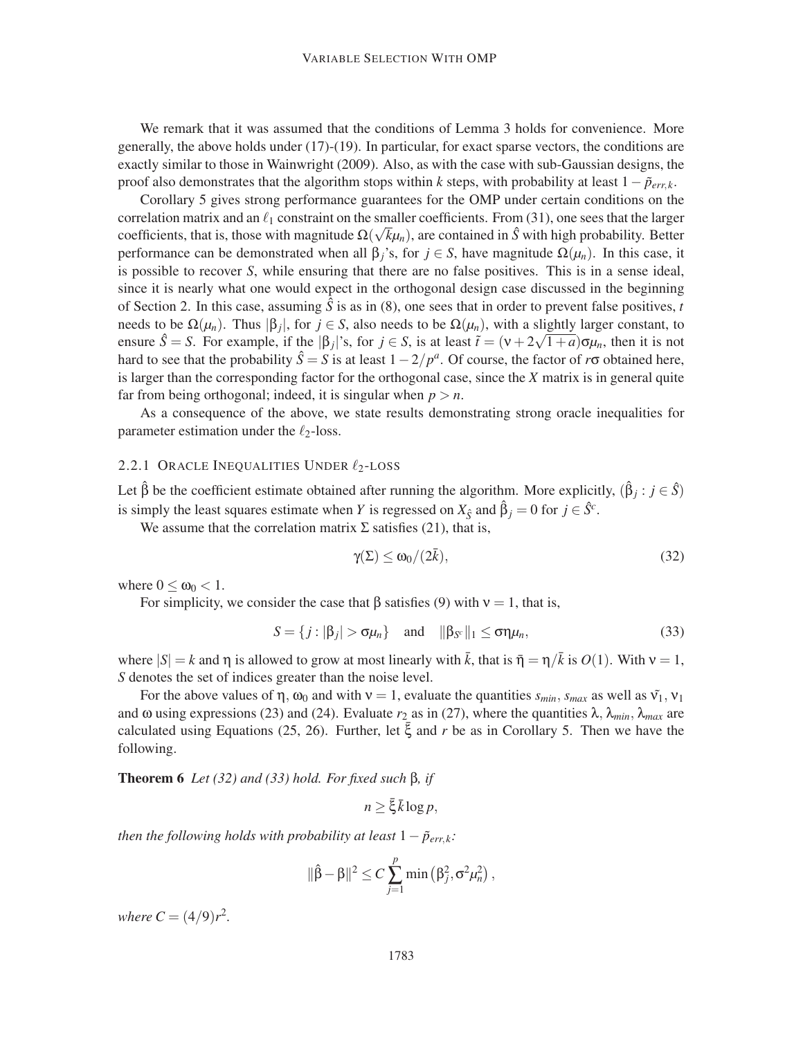We remark that it was assumed that the conditions of Lemma 3 holds for convenience. More generally, the above holds under (17)-(19). In particular, for exact sparse vectors, the conditions are exactly similar to those in Wainwright (2009). Also, as with the case with sub-Gaussian designs, the proof also demonstrates that the algorithm stops within $k$ steps, with probability at least $1-\tilde{p}_{err,k}$.

Corollary 5 gives strong performance guarantees for the OMP under certain conditions on the correlation matrix and an $\ell_1$ constraint on the smaller coefficients. From (31), one sees that the larger coefficients, that is, those with magnitude $\Omega(\sqrt{k}\mu_n)$, are contained in $\hat{S}$ with high probability. Better performance can be demonstrated when all $\beta_j$'s, for $j \in S$, have magnitude $\Omega(\mu_n)$. In this case, it is possible to recover $S$, while ensuring that there are no false positives. This is in a sense ideal, since it is nearly what one would expect in the orthogonal design case discussed in the beginning of Section 2. In this case, assuming $\hat{S}$ is as in (8), one sees that in order to prevent false positives, $t$ needs to be $\Omega(\mu_n)$. Thus $|\beta_j|$, for $j \in S$, also needs to be $\Omega(\mu_n)$, with a slightly larger constant, to ensure $\hat{S} = S$. For example, if the $|\beta_j|$'s, for $j \in S$, is at least $\tilde{t} = (\nu + 2\sqrt{1+a})\sigma\mu_n$, then it is not hard to see that the probability $\hat{S} = S$ is at least $1 - 2/p^a$. Of course, the factor of $r\sigma$ obtained here, is larger than the corresponding factor for the orthogonal case, since the $X$ matrix is in general quite far from being orthogonal; indeed, it is singular when $p > n$.

As a consequence of the above, we state results demonstrating strong oracle inequalities for parameter estimation under the $\ell_2$-loss.

### 2.2.1 Oracle Inequalities Under $\ell_2$-loss

Let $\hat{\beta}$ be the coefficient estimate obtained after running the algorithm. More explicitly, $(\hat{\beta}_j : j \in \hat{S})$ is simply the least squares estimate when $Y$ is regressed on $X_{\hat{S}}$ and $\hat{\beta}_j = 0$ for $j \in \hat{S}^c$.

We assume that the correlation matrix $\Sigma$ satisfies (21), that is,

$$\gamma(\Sigma) \leq \omega_0/(2\bar{k}), \tag{32}$$

where $0 \leq \omega_0 < 1$.

For simplicity, we consider the case that $\beta$ satisfies (9) with $\nu = 1$, that is,

$$S = \{j : |\beta_j| > \sigma\mu_n\} \quad \text{and} \quad \|\beta_{S^c}\|_1 \leq \sigma\eta\mu_n, \tag{33}$$

where $|S| = k$ and $\eta$ is allowed to grow at most linearly with $\bar{k}$, that is $\bar{\eta} = \eta/\bar{k}$ is $O(1)$. With $\nu = 1$, $S$ denotes the set of indices greater than the noise level.

For the above values of $\eta$, $\omega_0$ and with $\nu = 1$, evaluate the quantities $s_{min}$, $s_{max}$ as well as $\bar{\nu}_1$, $\nu_1$ and $\omega$ using expressions (23) and (24). Evaluate $r_2$ as in (27), where the quantities $\lambda$, $\lambda_{min}$, $\lambda_{max}$ are calculated using Equations (25, 26). Further, let $\bar{\xi}$ and $r$ be as in Corollary 5. Then we have the following.

**Theorem 6** *Let (32) and (33) hold. For fixed such $\beta$, if*

$$n \geq \bar{\xi}\bar{k}\log p,$$

*then the following holds with probability at least $1-\tilde{p}_{err,k}$:*

$$\|\hat{\beta} - \beta\|^2 \leq C\sum_{j=1}^{p} \min\left(\beta_j^2, \sigma^2\mu_n^2\right),$$

*where $C = (4/9)r^2$.*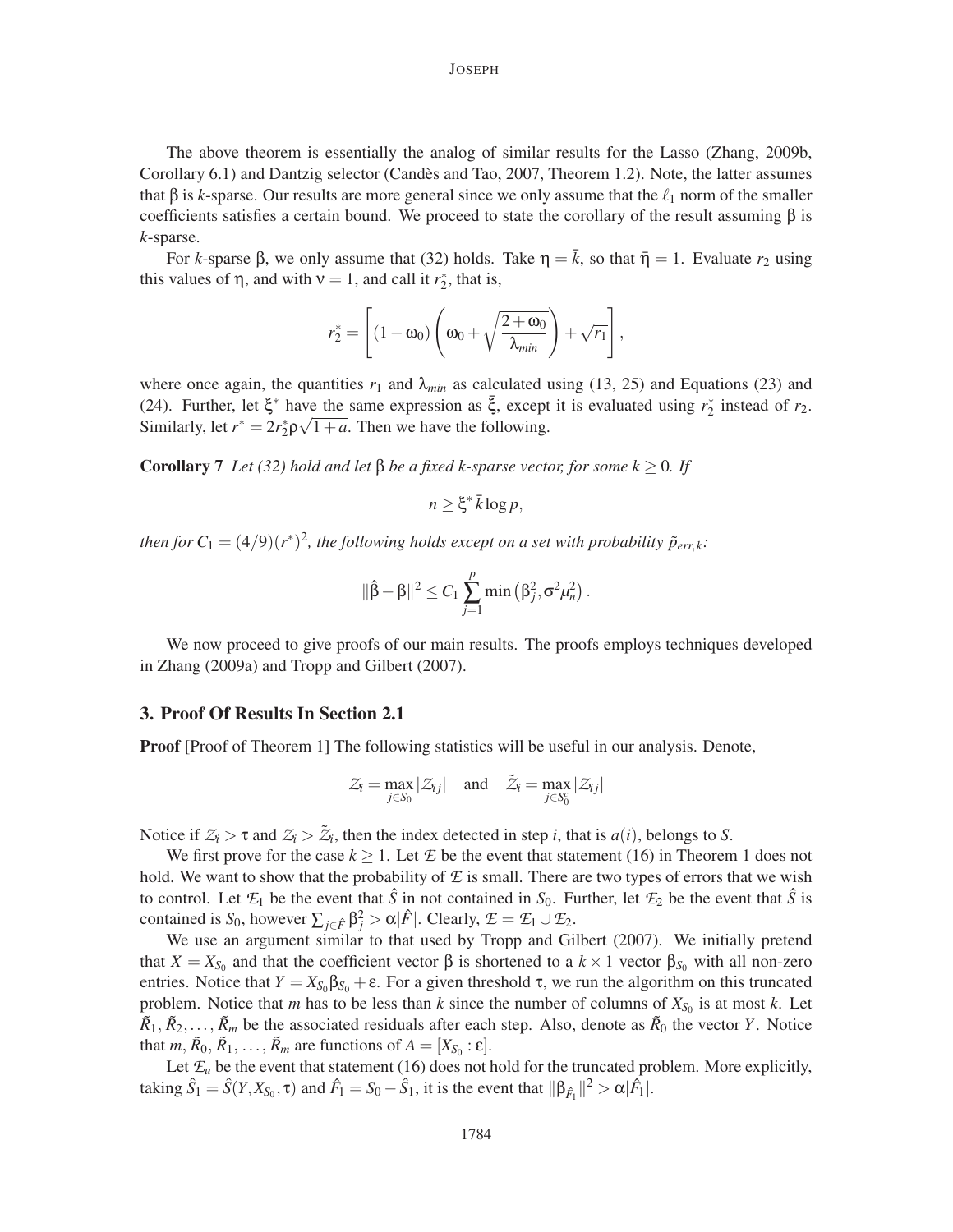The above theorem is essentially the analog of similar results for the Lasso (Zhang, 2009b, Corollary 6.1) and Dantzig selector (Candès and Tao, 2007, Theorem 1.2). Note, the latter assumes that $\beta$ is $k$-sparse. Our results are more general since we only assume that the $\ell_1$ norm of the smaller coefficients satisfies a certain bound. We proceed to state the corollary of the result assuming $\beta$ is $k$-sparse.

For $k$-sparse $\beta$, we only assume that (32) holds. Take $\eta = \bar{k}$, so that $\bar{\eta} = 1$. Evaluate $r_2$ using this values of $\eta$, and with $\nu = 1$, and call it $r_2^*$, that is,

$$r_2^* = \left[(1-\omega_0)\left(\omega_0 + \sqrt{\frac{2+\omega_0}{\lambda_{min}}}\right) + \sqrt{r_1}\right],$$

where once again, the quantities $r_1$ and $\lambda_{min}$ as calculated using (13, 25) and Equations (23) and (24). Further, let $\xi^*$ have the same expression as $\bar{\xi}$, except it is evaluated using $r_2^*$ instead of $r_2$. Similarly, let $r^* = 2r_2^*\rho\sqrt{1+a}$. Then we have the following.

**Corollary 7** *Let (32) hold and let $\beta$ be a fixed k-sparse vector, for some $k \geq 0$. If*

$$n \geq \xi^* \bar{k} \log p,$$

*then for $C_1 = (4/9)(r^*)^2$, the following holds except on a set with probability $\tilde{p}_{err,k}$:*

$$\|\hat{\beta} - \beta\|^2 \leq C_1 \sum_{j=1}^{p} \min\left(\beta_j^2, \sigma^2\mu_n^2\right).$$

We now proceed to give proofs of our main results. The proofs employs techniques developed in Zhang (2009a) and Tropp and Gilbert (2007).

## 3. Proof Of Results In Section 2.1

**Proof** [Proof of Theorem 1] The following statistics will be useful in our analysis. Denote,

$$\mathcal{Z}_i = \max_{j \in S_0} |\mathcal{Z}_{ij}| \quad \text{and} \quad \tilde{\mathcal{Z}}_i = \max_{j \in S_0^c} |\mathcal{Z}_{ij}|$$

Notice if $\mathcal{Z}_i > \tau$ and $\mathcal{Z}_i > \tilde{\mathcal{Z}}_i$, then the index detected in step $i$, that is $a(i)$, belongs to $S$.

We first prove for the case $k \geq 1$. Let $\mathcal{E}$ be the event that statement (16) in Theorem 1 does not hold. We want to show that the probability of $\mathcal{E}$ is small. There are two types of errors that we wish to control. Let $\mathcal{E}_1$ be the event that $\hat{S}$ in not contained in $S_0$. Further, let $\mathcal{E}_2$ be the event that $\hat{S}$ is contained is $S_0$, however $\sum_{j \in \hat{F}} \beta_j^2 > \alpha|\hat{F}|$. Clearly, $\mathcal{E} = \mathcal{E}_1 \cup \mathcal{E}_2$.

We use an argument similar to that used by Tropp and Gilbert (2007). We initially pretend that $X = X_{S_0}$ and that the coefficient vector $\beta$ is shortened to a $k \times 1$ vector $\beta_{S_0}$ with all non-zero entries. Notice that $Y = X_{S_0}\beta_{S_0} + \varepsilon$. For a given threshold $\tau$, we run the algorithm on this truncated problem. Notice that $m$ has to be less than $k$ since the number of columns of $X_{S_0}$ is at most $k$. Let $\tilde{R}_1, \tilde{R}_2, \ldots, \tilde{R}_m$ be the associated residuals after each step. Also, denote as $\tilde{R}_0$ the vector $Y$. Notice that $m, \tilde{R}_0, \tilde{R}_1, \ldots, \tilde{R}_m$ are functions of $A = [X_{S_0} : \varepsilon]$.

Let $\mathcal{E}_u$ be the event that statement (16) does not hold for the truncated problem. More explicitly, taking $\hat{S}_1 = \hat{S}(Y, X_{S_0}, \tau)$ and $\hat{F}_1 = S_0 - \hat{S}_1$, it is the event that $\|\beta_{\hat{F}_1}\|^2 > \alpha|\hat{F}_1|$.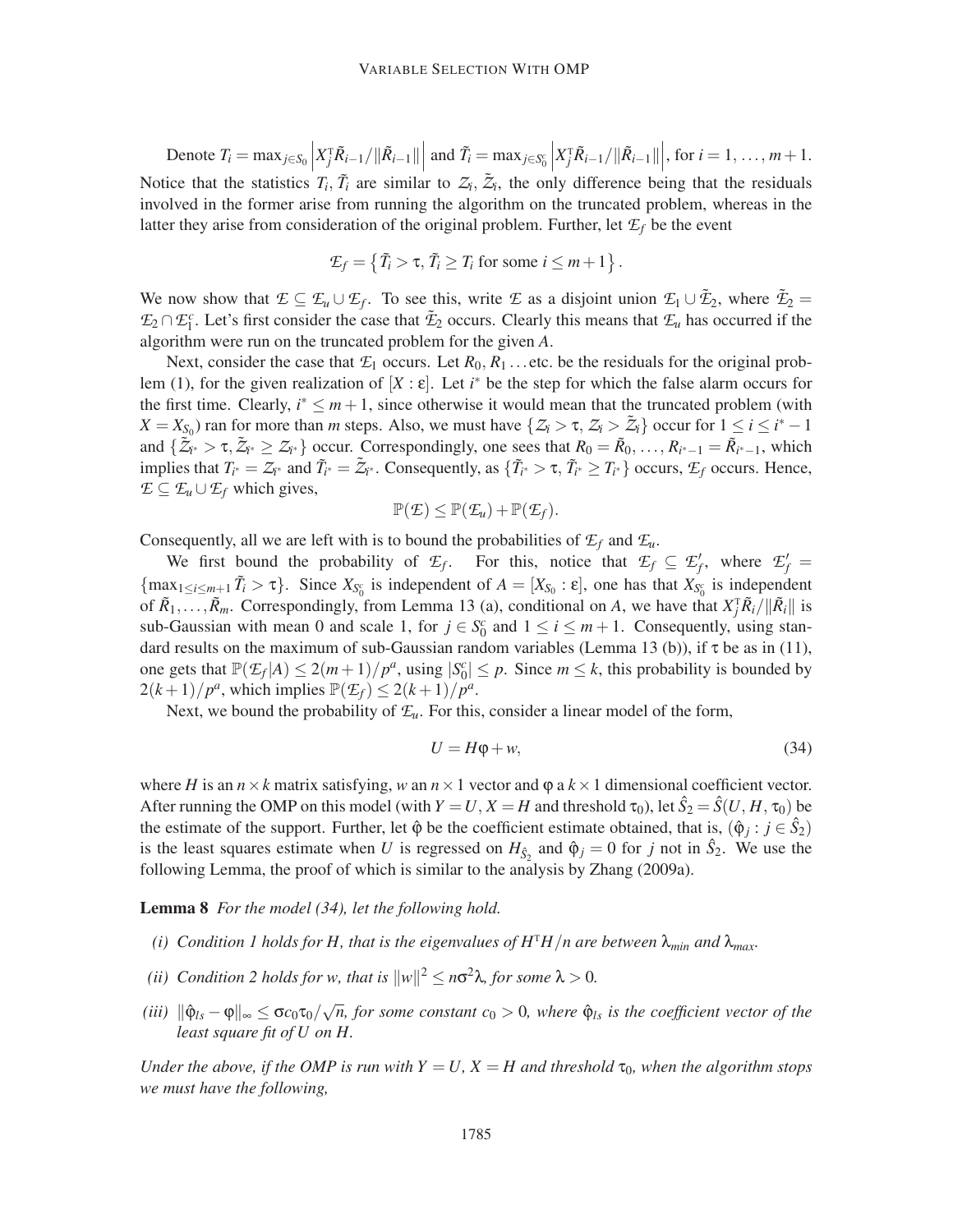Denote $T_i = \max_{j \in S_0} \left| X_j^{\scriptscriptstyle T} \tilde{R}_{i-1}/\|\tilde{R}_{i-1}\| \right|$ and $\tilde{T}_i = \max_{j \in S_0^c} \left| X_j^{\scriptscriptstyle T} \tilde{R}_{i-1}/\|\tilde{R}_{i-1}\| \right|$, for $i = 1, \ldots, m+1$. Notice that the statistics $T_i, \tilde{T}_i$ are similar to $\mathcal{Z}_i, \tilde{\mathcal{Z}}_i$, the only difference being that the residuals involved in the former arise from running the algorithm on the truncated problem, whereas in the latter they arise from consideration of the original problem. Further, let $\mathcal{E}_f$ be the event

$$\mathcal{E}_f = \left\{ \tilde{T}_i > \tau, \, \tilde{T}_i \geq T_i \text{ for some } i \leq m+1 \right\}.$$

We now show that $\mathcal{E} \subseteq \mathcal{E}_u \cup \mathcal{E}_f$. To see this, write $\mathcal{E}$ as a disjoint union $\mathcal{E}_1 \cup \tilde{\mathcal{E}}_2$, where $\tilde{\mathcal{E}}_2 = \mathcal{E}_2 \cap \mathcal{E}_1^c$. Let's first consider the case that $\tilde{\mathcal{E}}_2$ occurs. Clearly this means that $\mathcal{E}_u$ has occurred if the algorithm were run on the truncated problem for the given $A$.

Next, consider the case that $\mathcal{E}_1$ occurs. Let $R_0, R_1 \ldots$etc. be the residuals for the original problem (1), for the given realization of $[X : \varepsilon]$. Let $i^*$ be the step for which the false alarm occurs for the first time. Clearly, $i^* \leq m+1$, since otherwise it would mean that the truncated problem (with $X = X_{S_0}$) ran for more than $m$ steps. Also, we must have $\{\mathcal{Z}_i > \tau, \, \mathcal{Z}_i > \tilde{\mathcal{Z}}_i\}$ occur for $1 \leq i \leq i^* - 1$ and $\{\tilde{\mathcal{Z}}_{i^*} > \tau, \tilde{\mathcal{Z}}_{i^*} \geq \mathcal{Z}_{i^*}\}$ occur. Correspondingly, one sees that $R_0 = \tilde{R}_0, \ldots, R_{i^*-1} = \tilde{R}_{i^*-1}$, which implies that $T_{i^*} = \mathcal{Z}_{i^*}$ and $\tilde{T}_{i^*} = \tilde{\mathcal{Z}}_{i^*}$. Consequently, as $\{\tilde{T}_{i^*} > \tau, \, \tilde{T}_{i^*} \geq T_{i^*}\}$ occurs, $\mathcal{E}_f$ occurs. Hence, $\mathcal{E} \subseteq \mathcal{E}_u \cup \mathcal{E}_f$ which gives,

$$\mathbb{P}(\mathcal{E}) \leq \mathbb{P}(\mathcal{E}_u) + \mathbb{P}(\mathcal{E}_f).$$

Consequently, all we are left with is to bound the probabilities of $\mathcal{E}_f$ and $\mathcal{E}_u$.

We first bound the probability of $\mathcal{E}_f$. For this, notice that $\mathcal{E}_f \subseteq \mathcal{E}_f'$, where $\mathcal{E}_f' = \{\max_{1 \leq i \leq m+1} \tilde{T}_i > \tau\}$. Since $X_{S_0^c}$ is independent of $A = [X_{S_0} : \varepsilon]$, one has that $X_{S_0^c}$ is independent of $\tilde{R}_1, \ldots, \tilde{R}_m$. Correspondingly, from Lemma 13 (a), conditional on $A$, we have that $X_j^{\scriptscriptstyle T} \tilde{R}_i / \|\tilde{R}_i\|$ is sub-Gaussian with mean 0 and scale 1, for $j \in S_0^c$ and $1 \leq i \leq m+1$. Consequently, using standard results on the maximum of sub-Gaussian random variables (Lemma 13 (b)), if $\tau$ be as in (11), one gets that $\mathbb{P}(\mathcal{E}_f | A) \leq 2(m+1)/p^a$, using $|S_0^c| \leq p$. Since $m \leq k$, this probability is bounded by $2(k+1)/p^a$, which implies $\mathbb{P}(\mathcal{E}_f) \leq 2(k+1)/p^a$.

Next, we bound the probability of $\mathcal{E}_u$. For this, consider a linear model of the form,

$$U = H\varphi + w, \tag{34}$$

where $H$ is an $n \times k$ matrix satisfying, $w$ an $n \times 1$ vector and $\varphi$ a $k \times 1$ dimensional coefficient vector. After running the OMP on this model (with $Y = U, X = H$ and threshold $\tau_0$), let $\hat{S}_2 = \hat{S}(U, H, \tau_0)$ be the estimate of the support. Further, let $\hat{\varphi}$ be the coefficient estimate obtained, that is, $(\hat{\varphi}_j : j \in \hat{S}_2)$ is the least squares estimate when $U$ is regressed on $H_{\hat{S}_2}$ and $\hat{\varphi}_j = 0$ for $j$ not in $\hat{S}_2$. We use the following Lemma, the proof of which is similar to the analysis by Zhang (2009a).

**Lemma 8** *For the model (34), let the following hold.*

*(i) Condition 1 holds for $H$, that is the eigenvalues of $H^{\scriptscriptstyle T}H/n$ are between $\lambda_{min}$ and $\lambda_{max}$.*

*(ii) Condition 2 holds for $w$, that is $\|w\|^2 \leq n\sigma^2\lambda$, for some $\lambda > 0$.*

*(iii) $\|\hat{\varphi}_{ls} - \varphi\|_\infty \leq \sigma c_0 \tau_0/\sqrt{n}$, for some constant $c_0 > 0$, where $\hat{\varphi}_{ls}$ is the coefficient vector of the least square fit of $U$ on $H$.*

*Under the above, if the OMP is run with $Y = U$, $X = H$ and threshold $\tau_0$, when the algorithm stops we must have the following,*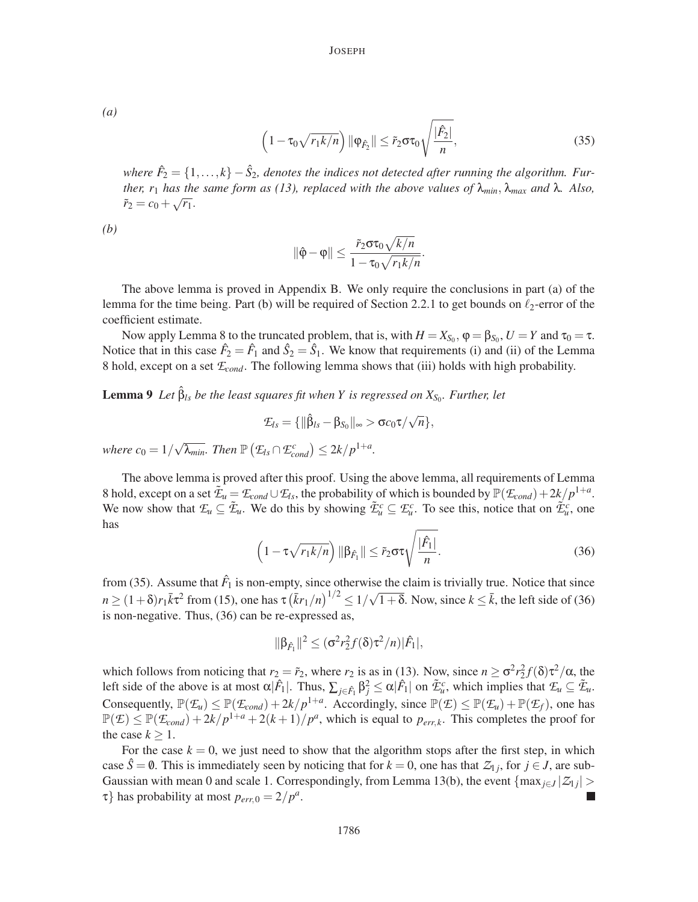*(a)*

$$\left(1-\tau_0\sqrt{r_1 k/n}\right)\|\varphi_{\hat{F}_2}\| \leq \tilde{r}_2\sigma\tau_0\sqrt{\frac{|\hat{F}_2|}{n}}, \tag{35}$$

*where $\hat{F}_2 = \{1,\ldots,k\} - \hat{S}_2$, denotes the indices not detected after running the algorithm. Further, $r_1$ has the same form as (13), replaced with the above values of $\lambda_{min}$, $\lambda_{max}$ and $\lambda$. Also, $\tilde{r}_2 = c_0 + \sqrt{r_1}$.*

*(b)*

$$\|\hat{\varphi}-\varphi\| \leq \frac{\tilde{r}_2\sigma\tau_0\sqrt{k/n}}{1-\tau_0\sqrt{r_1 k/n}}.$$

The above lemma is proved in Appendix B. We only require the conclusions in part (a) of the lemma for the time being. Part (b) will be required of Section 2.2.1 to get bounds on $\ell_2$-error of the coefficient estimate.

Now apply Lemma 8 to the truncated problem, that is, with $H = X_{S_0}$, $\varphi = \beta_{S_0}$, $U = Y$ and $\tau_0 = \tau$. Notice that in this case $\hat{F}_2 = \hat{F}_1$ and $\hat{S}_2 = \hat{S}_1$. We know that requirements (i) and (ii) of the Lemma 8 hold, except on a set $\mathcal{E}_{cond}$. The following lemma shows that (iii) holds with high probability.

**Lemma 9** *Let $\hat{\beta}_{ls}$ be the least squares fit when $Y$ is regressed on $X_{S_0}$. Further, let*

$$\mathcal{E}_{ls} = \{\|\hat{\beta}_{ls} - \beta_{S_0}\|_\infty > \sigma c_0\tau/\sqrt{n}\},$$

*where $c_0 = 1/\sqrt{\lambda_{min}}$. Then $\mathbb{P}\left(\mathcal{E}_{ls}\cap\mathcal{E}_{cond}^c\right) \leq 2k/p^{1+a}$.*

The above lemma is proved after this proof. Using the above lemma, all requirements of Lemma 8 hold, except on a set $\tilde{\mathcal{E}}_u = \mathcal{E}_{cond}\cup\mathcal{E}_{ls}$, the probability of which is bounded by $\mathbb{P}(\mathcal{E}_{cond}) + 2k/p^{1+a}$. We now show that $\mathcal{E}_u \subseteq \tilde{\mathcal{E}}_u$. We do this by showing $\tilde{\mathcal{E}}_u^c \subseteq \mathcal{E}_u^c$. To see this, notice that on $\tilde{\mathcal{E}}_u^c$, one has

$$\left(1-\tau\sqrt{r_1 k/n}\right)\|\beta_{\hat{F}_1}\| \leq \tilde{r}_2\sigma\tau\sqrt{\frac{|\hat{F}_1|}{n}}. \tag{36}$$

from (35). Assume that $\hat{F}_1$ is non-empty, since otherwise the claim is trivially true. Notice that since $n \geq (1+\delta)r_1\bar{k}\tau^2$ from (15), one has $\tau\left(\bar{k}r_1/n\right)^{1/2} \leq 1/\sqrt{1+\delta}$. Now, since $k \leq \bar{k}$, the left side of (36) is non-negative. Thus, (36) can be re-expressed as,

$$\|\beta_{\hat{F}_1}\|^2 \leq (\sigma^2 r_2^2 f(\delta)\tau^2/n)|\hat{F}_1|,$$

which follows from noticing that $r_2 = \tilde{r}_2$, where $r_2$ is as in (13). Now, since $n \geq \sigma^2 r_2^2 f(\delta)\tau^2/\alpha$, the left side of the above is at most $\alpha|\hat{F}_1|$. Thus, $\sum_{j\in\hat{F}_1}\beta_j^2 \leq \alpha|\hat{F}_1|$ on $\tilde{\mathcal{E}}_u^c$, which implies that $\mathcal{E}_u \subseteq \tilde{\mathcal{E}}_u$. Consequently, $\mathbb{P}(\mathcal{E}_u) \leq \mathbb{P}(\mathcal{E}_{cond}) + 2k/p^{1+a}$. Accordingly, since $\mathbb{P}(\mathcal{E}) \leq \mathbb{P}(\mathcal{E}_u) + \mathbb{P}(\mathcal{E}_f)$, one has $\mathbb{P}(\mathcal{E}) \leq \mathbb{P}(\mathcal{E}_{cond}) + 2k/p^{1+a} + 2(k+1)/p^a$, which is equal to $p_{err,k}$. This completes the proof for the case $k \geq 1$.

For the case $k = 0$, we just need to show that the algorithm stops after the first step, in which case $\hat{S} = \emptyset$. This is immediately seen by noticing that for $k = 0$, one has that $\mathcal{Z}_{1j}$, for $j \in J$, are sub-Gaussian with mean 0 and scale 1. Correspondingly, from Lemma 13(b), the event $\{\max_{j\in J}|\mathcal{Z}_{1j}| > \tau\}$ has probability at most $p_{err,0} = 2/p^a$. ■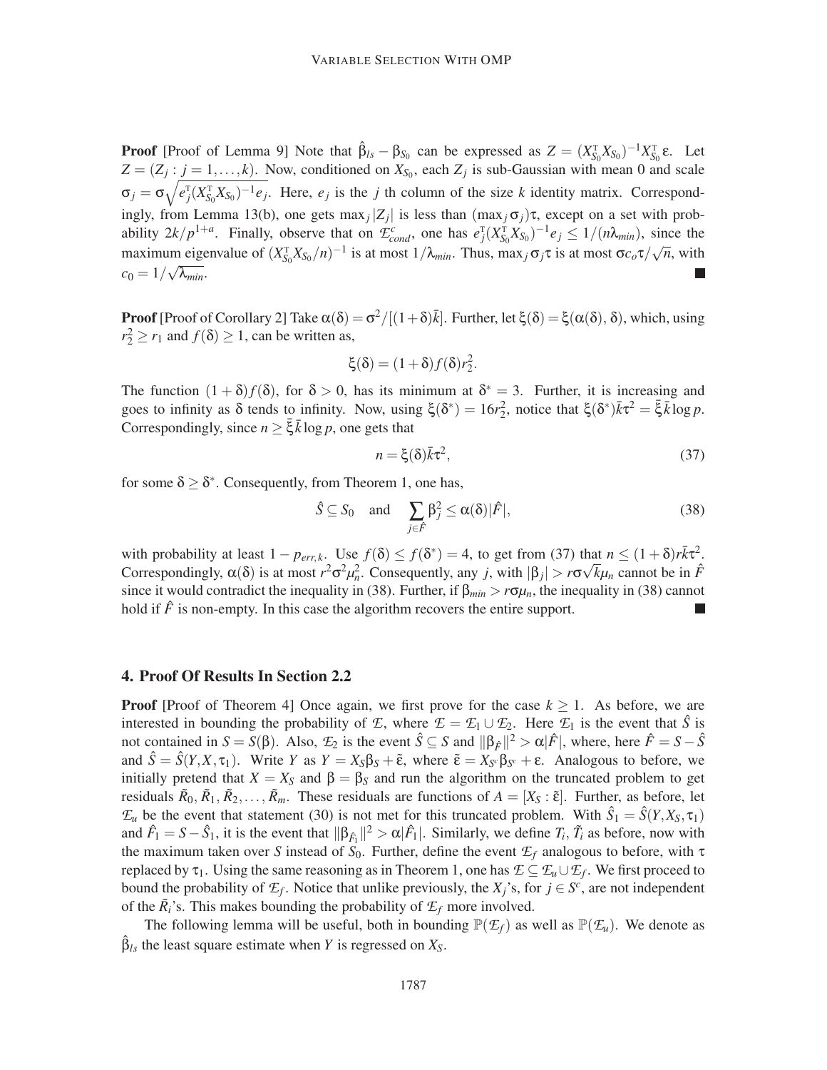**Proof** [Proof of Lemma 9] Note that $\hat{\beta}_{ls} - \beta_{S_0}$ can be expressed as $Z = (X_{S_0}^{\mathrm{T}} X_{S_0})^{-1} X_{S_0}^{\mathrm{T}} \varepsilon$. Let $Z = (Z_j : j = 1, \ldots, k)$. Now, conditioned on $X_{S_0}$, each $Z_j$ is sub-Gaussian with mean 0 and scale $\sigma_j = \sigma\sqrt{e_j^{\mathrm{T}}(X_{S_0}^{\mathrm{T}} X_{S_0})^{-1} e_j}$. Here, $e_j$ is the $j$ th column of the size $k$ identity matrix. Correspondingly, from Lemma 13(b), one gets $\max_j |Z_j|$ is less than $(\max_j \sigma_j)\tau$, except on a set with probability $2k/p^{1+a}$. Finally, observe that on $\mathcal{E}_{cond}^c$, one has $e_j^{\mathrm{T}}(X_{S_0}^{\mathrm{T}} X_{S_0})^{-1} e_j \leq 1/(n\lambda_{min})$, since the maximum eigenvalue of $(X_{S_0}^{\mathrm{T}} X_{S_0}/n)^{-1}$ is at most $1/\lambda_{min}$. Thus, $\max_j \sigma_j \tau$ is at most $\sigma c_o \tau/\sqrt{n}$, with $c_0 = 1/\sqrt{\lambda_{min}}$. ∎

**Proof** [Proof of Corollary 2] Take $\alpha(\delta) = \sigma^2/[(1+\delta)\bar{k}]$. Further, let $\xi(\delta) = \xi(\alpha(\delta), \delta)$, which, using $r_2^2 \geq r_1$ and $f(\delta) \geq 1$, can be written as,

$$\xi(\delta) = (1+\delta) f(\delta) r_2^2.$$

The function $(1+\delta)f(\delta)$, for $\delta > 0$, has its minimum at $\delta^* = 3$. Further, it is increasing and goes to infinity as $\delta$ tends to infinity. Now, using $\xi(\delta^*) = 16 r_2^2$, notice that $\xi(\delta^*)\bar{k}\tau^2 = \bar{\xi}\bar{k}\log p$. Correspondingly, since $n \geq \bar{\xi}\bar{k}\log p$, one gets that

$$n = \xi(\delta)\bar{k}\tau^2, \tag{37}$$

for some $\delta \geq \delta^*$. Consequently, from Theorem 1, one has,

$$\hat{S} \subseteq S_0 \quad \text{and} \quad \sum_{j \in \hat{F}} \beta_j^2 \leq \alpha(\delta)|\hat{F}|, \tag{38}$$

with probability at least $1 - p_{err,k}$. Use $f(\delta) \leq f(\delta^*) = 4$, to get from (37) that $n \leq (1+\delta) r \bar{k} \tau^2$. Correspondingly, $\alpha(\delta)$ is at most $r^2\sigma^2\mu_n^2$. Consequently, any $j$, with $|\beta_j| > r\sigma\sqrt{k}\mu_n$ cannot be in $\hat{F}$ since it would contradict the inequality in (38). Further, if $\beta_{min} > r\sigma\mu_n$, the inequality in (38) cannot hold if $\hat{F}$ is non-empty. In this case the algorithm recovers the entire support. ∎

## 4. Proof Of Results In Section 2.2

**Proof** [Proof of Theorem 4] Once again, we first prove for the case $k \geq 1$. As before, we are interested in bounding the probability of $\mathcal{E}$, where $\mathcal{E} = \mathcal{E}_1 \cup \mathcal{E}_2$. Here $\mathcal{E}_1$ is the event that $\hat{S}$ is not contained in $S = S(\beta)$. Also, $\mathcal{E}_2$ is the event $\hat{S} \subseteq S$ and $\|\beta_{\hat{F}}\|^2 > \alpha|\hat{F}|$, where, here $\hat{F} = S - \hat{S}$ and $\hat{S} = \hat{S}(Y, X, \tau_1)$. Write $Y$ as $Y = X_S \beta_S + \tilde{\varepsilon}$, where $\tilde{\varepsilon} = X_{S^c}\beta_{S^c} + \varepsilon$. Analogous to before, we initially pretend that $X = X_S$ and $\beta = \beta_S$ and run the algorithm on the truncated problem to get residuals $\tilde{R}_0, \tilde{R}_1, \tilde{R}_2, \ldots, \tilde{R}_m$. These residuals are functions of $A = [X_S : \tilde{\varepsilon}]$. Further, as before, let $\mathcal{E}_u$ be the event that statement (30) is not met for this truncated problem. With $\hat{S}_1 = \hat{S}(Y, X_S, \tau_1)$ and $\hat{F}_1 = S - \hat{S}_1$, it is the event that $\|\beta_{\hat{F}_1}\|^2 > \alpha|\hat{F}_1|$. Similarly, we define $T_i, \tilde{T}_i$ as before, now with the maximum taken over $S$ instead of $S_0$. Further, define the event $\mathcal{E}_f$ analogous to before, with $\tau$ replaced by $\tau_1$. Using the same reasoning as in Theorem 1, one has $\mathcal{E} \subseteq \mathcal{E}_u \cup \mathcal{E}_f$. We first proceed to bound the probability of $\mathcal{E}_f$. Notice that unlike previously, the $X_j$'s, for $j \in S^c$, are not independent of the $\tilde{R}_i$'s. This makes bounding the probability of $\mathcal{E}_f$ more involved.

The following lemma will be useful, both in bounding $\mathbb{P}(\mathcal{E}_f)$ as well as $\mathbb{P}(\mathcal{E}_u)$. We denote as $\hat{\beta}_{ls}$ the least square estimate when $Y$ is regressed on $X_S$.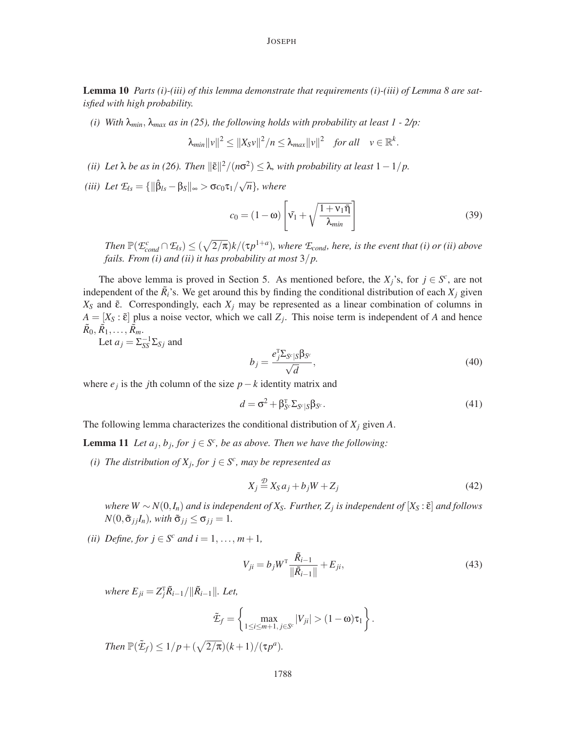**Lemma 10** *Parts (i)-(iii) of this lemma demonstrate that requirements (i)-(iii) of Lemma 8 are satisfied with high probability.*

*(i) With $\lambda_{min}, \lambda_{max}$ as in (25), the following holds with probability at least 1 - 2/p:*

$$\lambda_{min}\|v\|^2 \leq \|X_S v\|^2/n \leq \lambda_{max}\|v\|^2 \quad \text{for all} \quad v \in \mathbb{R}^k.$$

*(ii) Let $\lambda$ be as in (26). Then $\|\tilde{\varepsilon}\|^2/(n\sigma^2) \leq \lambda$, with probability at least $1 - 1/p$.*

*(iii) Let $\mathcal{E}_{ls} = \{\|\hat{\beta}_{ls} - \beta_S\|_\infty > \sigma c_0 \tau_1/\sqrt{n}\}$, where*

$$c_0 = (1-\omega)\left[\tilde{\nu}_1 + \sqrt{\frac{1+\nu_1\bar{\eta}}{\lambda_{min}}}\right] \tag{39}$$

*Then $\mathbb{P}(\mathcal{E}^c_{cond} \cap \mathcal{E}_{ls}) \leq (\sqrt{2/\pi})k/(\tau p^{1+a})$, where $\mathcal{E}_{cond}$, here, is the event that (i) or (ii) above fails. From (i) and (ii) it has probability at most $3/p$.*

The above lemma is proved in Section 5. As mentioned before, the $X_j$'s, for $j \in S^c$, are not independent of the $\tilde{R}_i$'s. We get around this by finding the conditional distribution of each $X_j$ given $X_S$ and $\tilde{\varepsilon}$. Correspondingly, each $X_j$ may be represented as a linear combination of columns in $A = [X_S : \tilde{\varepsilon}]$ plus a noise vector, which we call $Z_j$. This noise term is independent of $A$ and hence $\tilde{R}_0, \tilde{R}_1, \ldots, \tilde{R}_m$.

Let $a_j = \Sigma_{SS}^{-1}\Sigma_{Sj}$ and

$$b_j = \frac{e_j^{\mathrm{T}}\Sigma_{S^c|S}\beta_{S^c}}{\sqrt{d}}, \tag{40}$$

where $e_j$ is the $j$th column of the size $p-k$ identity matrix and

$$d = \sigma^2 + \beta_{S^c}^{\mathrm{T}}\Sigma_{S^c|S}\beta_{S^c}. \tag{41}$$

The following lemma characterizes the conditional distribution of $X_j$ given $A$.

**Lemma 11** *Let $a_j, b_j$, for $j \in S^c$, be as above. Then we have the following:*

*(i) The distribution of $X_j$, for $j \in S^c$, may be represented as*

$$X_j \overset{\mathcal{D}}{=} X_S a_j + b_j W + Z_j \tag{42}$$

*where $W \sim N(0, I_n)$ and is independent of $X_S$. Further, $Z_j$ is independent of $[X_S : \tilde{\varepsilon}]$ and follows $N(0, \tilde{\sigma}_{jj} I_n)$, with $\tilde{\sigma}_{jj} \leq \sigma_{jj} = 1$.*

*(ii) Define, for $j \in S^c$ and $i = 1, \ldots, m+1$,*

$$V_{ji} = b_j W^{\mathrm{T}}\frac{\tilde{R}_{i-1}}{\|\tilde{R}_{i-1}\|} + E_{ji}, \tag{43}$$

*where $E_{ji} = Z_j^{\mathrm{T}}\tilde{R}_{i-1}/\|\tilde{R}_{i-1}\|$. Let,*

$$\tilde{\mathcal{E}}_f = \left\{\max_{1\leq i\leq m+1,\, j\in S^c} |V_{ji}| > (1-\omega)\tau_1\right\}.$$

*Then $\mathbb{P}(\tilde{\mathcal{E}}_f) \leq 1/p + (\sqrt{2/\pi})(k+1)/(\tau p^a)$.*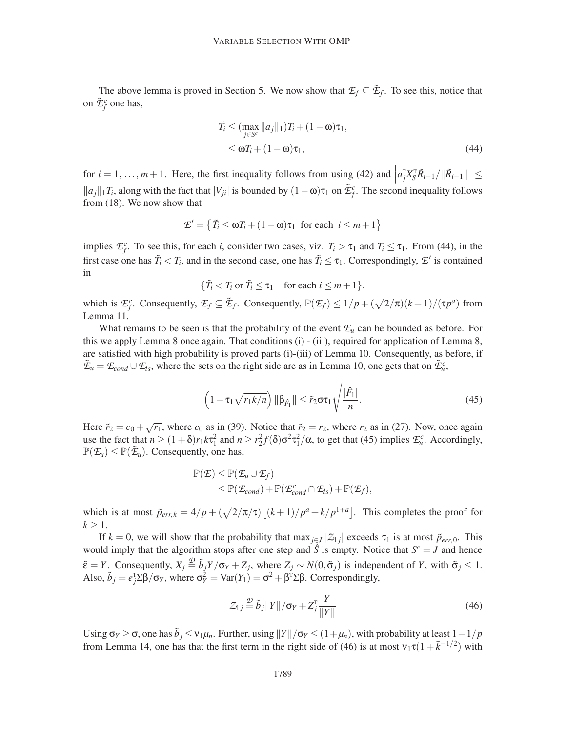The above lemma is proved in Section 5. We now show that $\mathcal{E}_f \subseteq \tilde{\mathcal{E}}_f$. To see this, notice that on $\tilde{\mathcal{E}}_f^c$ one has,

$$
\begin{aligned}
\tilde{T}_i &\leq (\max_{j \in S^c} \|a_j\|_1) T_i + (1-\omega)\tau_1, \\
&\leq \omega T_i + (1-\omega)\tau_1,
\end{aligned} \tag{44}
$$

for $i = 1, \ldots, m+1$. Here, the first inequality follows from using (42) and $\left| a_j^{\mathrm{T}} X_S^{\mathrm{T}} \tilde{R}_{i-1} / \|\tilde{R}_{i-1}\| \right| \leq \|a_j\|_1 T_i$, along with the fact that $|V_{ji}|$ is bounded by $(1-\omega)\tau_1$ on $\tilde{\mathcal{E}}_f^c$. The second inequality follows from (18). We now show that

$$
\mathcal{E}' = \left\{ \tilde{T}_i \leq \omega T_i + (1-\omega)\tau_1 \ \text{ for each } \ i \leq m+1 \right\}
$$

implies $\mathcal{E}_f^c$. To see this, for each $i$, consider two cases, viz. $T_i > \tau_1$ and $T_i \leq \tau_1$. From (44), in the first case one has $\tilde{T}_i < T_i$, and in the second case, one has $\tilde{T}_i \leq \tau_1$. Correspondingly, $\mathcal{E}'$ is contained in

$$
\{\tilde{T}_i < T_i \text{ or } \tilde{T}_i \leq \tau_1 \quad \text{for each } i \leq m+1\},
$$

which is $\mathcal{E}_f^c$. Consequently, $\mathcal{E}_f \subseteq \tilde{\mathcal{E}}_f$. Consequently, $\mathbb{P}(\mathcal{E}_f) \leq 1/p + (\sqrt{2/\pi})(k+1)/(\tau p^a)$ from Lemma 11.

What remains to be seen is that the probability of the event $\mathcal{E}_u$ can be bounded as before. For this we apply Lemma 8 once again. That conditions (i) - (iii), required for application of Lemma 8, are satisfied with high probability is proved parts (i)-(iii) of Lemma 10. Consequently, as before, if $\tilde{\mathcal{E}}_u = \mathcal{E}_{cond} \cup \mathcal{E}_{ls}$, where the sets on the right side are as in Lemma 10, one gets that on $\tilde{\mathcal{E}}_u^c$,

$$
\left(1 - \tau_1 \sqrt{r_1 k/n}\right) \|\beta_{\hat{F}_1}\| \leq \tilde{r}_2 \sigma \tau_1 \sqrt{\frac{|\hat{F}_1|}{n}}. \tag{45}
$$

Here $\tilde{r}_2 = c_0 + \sqrt{r_1}$, where $c_0$ as in (39). Notice that $\tilde{r}_2 = r_2$, where $r_2$ as in (27). Now, once again use the fact that $n \geq (1+\delta) r_1 k \tau_1^2$ and $n \geq r_2^2 f(\delta) \sigma^2 \tau_1^2 / \alpha$, to get that (45) implies $\mathcal{E}_u^c$. Accordingly, $\mathbb{P}(\mathcal{E}_u) \leq \mathbb{P}(\tilde{\mathcal{E}}_u)$. Consequently, one has,

$$
\begin{aligned}
\mathbb{P}(\mathcal{E}) &\leq \mathbb{P}(\mathcal{E}_u \cup \mathcal{E}_f) \\
&\leq \mathbb{P}(\mathcal{E}_{cond}) + \mathbb{P}(\mathcal{E}_{cond}^c \cap \mathcal{E}_{ls}) + \mathbb{P}(\mathcal{E}_f),
\end{aligned}
$$

which is at most $\tilde{p}_{err,k} = 4/p + (\sqrt{2/\pi}/\tau)\left[(k+1)/p^a + k/p^{1+a}\right]$. This completes the proof for $k \geq 1$.

If $k = 0$, we will show that the probability that $\max_{j \in J} |\mathcal{Z}_{1j}|$ exceeds $\tau_1$ is at most $\tilde{p}_{err,0}$. This would imply that the algorithm stops after one step and $\hat{S}$ is empty. Notice that $S^c = J$ and hence $\tilde{\varepsilon} = Y$. Consequently, $X_j \stackrel{\mathcal{D}}{=} \tilde{b}_j Y / \sigma_Y + Z_j$, where $Z_j \sim N(0, \tilde{\sigma}_j)$ is independent of $Y$, with $\tilde{\sigma}_j \leq 1$. Also, $\tilde{b}_j = e_j^{\mathrm{T}} \Sigma \beta / \sigma_Y$, where $\sigma_Y^2 = \mathrm{Var}(Y_1) = \sigma^2 + \beta^{\mathrm{T}} \Sigma \beta$. Correspondingly,

$$
\mathcal{Z}_{1j} \stackrel{\mathcal{D}}{=} \tilde{b}_j \|Y\| / \sigma_Y + Z_j^{\mathrm{T}} \frac{Y}{\|Y\|} \tag{46}
$$

Using $\sigma_Y \geq \sigma$, one has $\tilde{b}_j \leq \nu_1 \mu_n$. Further, using $\|Y\|/\sigma_Y \leq (1 + \mu_n)$, with probability at least $1 - 1/p$ from Lemma 14, one has that the first term in the right side of (46) is at most $\nu_1 \tau (1 + \bar{k}^{-1/2})$ with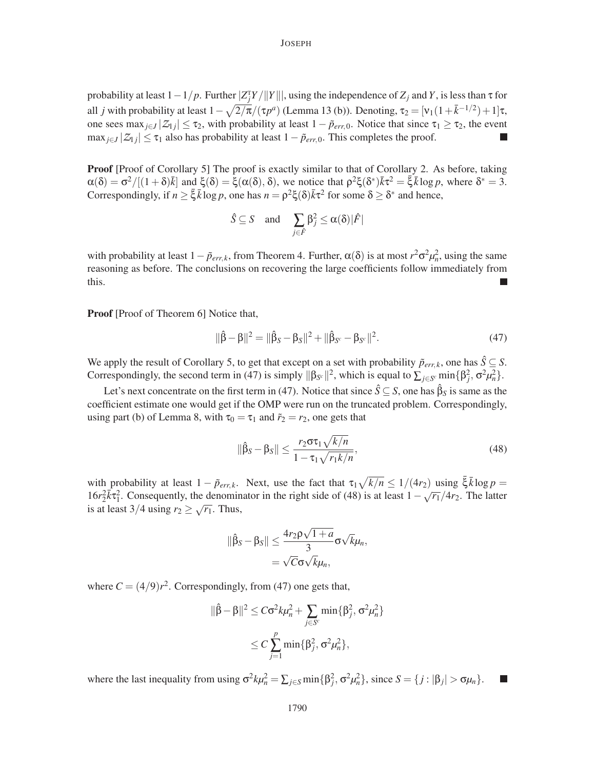probability at least $1-1/p$. Further $|Z_j^\tau Y/\|Y\||$, using the independence of $Z_j$ and $Y$, is less than $\tau$ for all $j$ with probability at least $1-\sqrt{2/\pi}/(\tau p^a)$ (Lemma 13 (b)). Denoting, $\tau_2 = [\nu_1(1+\bar{k}^{-1/2})+1]\tau$, one sees $\max_{j\in J}|\mathcal{Z}_{1j}| \leq \tau_2$, with probability at least $1-\tilde{p}_{err,0}$. Notice that since $\tau_1 \geq \tau_2$, the event $\max_{j\in J}|\mathcal{Z}_{1j}| \leq \tau_1$ also has probability at least $1-\tilde{p}_{err,0}$. This completes the proof. ∎

**Proof** [Proof of Corollary 5] The proof is exactly similar to that of Corollary 2. As before, taking $\alpha(\delta) = \sigma^2/[(1+\delta)\bar{k}]$ and $\xi(\delta) = \xi(\alpha(\delta),\delta)$, we notice that $\rho^2\xi(\delta^*)\bar{k}\tau^2 = \bar{\xi}\bar{k}\log p$, where $\delta^* = 3$. Correspondingly, if $n \geq \bar{\xi}\bar{k}\log p$, one has $n = \rho^2\xi(\delta)\bar{k}\tau^2$ for some $\delta \geq \delta^*$ and hence,

$$\hat{S} \subseteq S \quad \text{and} \quad \sum_{j\in\hat{F}} \beta_j^2 \leq \alpha(\delta)|\hat{F}|$$

with probability at least $1-\tilde{p}_{err,k}$, from Theorem 4. Further, $\alpha(\delta)$ is at most $r^2\sigma^2\mu_n^2$, using the same reasoning as before. The conclusions on recovering the large coefficients follow immediately from this. ∎

**Proof** [Proof of Theorem 6] Notice that,

$$\|\hat{\beta}-\beta\|^2 = \|\hat{\beta}_S - \beta_S\|^2 + \|\hat{\beta}_{S^c} - \beta_{S^c}\|^2. \tag{47}$$

We apply the result of Corollary 5, to get that except on a set with probability $\tilde{p}_{err,k}$, one has $\hat{S} \subseteq S$. Correspondingly, the second term in (47) is simply $\|\beta_{S^c}\|^2$, which is equal to $\sum_{j\in S^c}\min\{\beta_j^2, \sigma^2\mu_n^2\}$.

Let's next concentrate on the first term in (47). Notice that since $\hat{S} \subseteq S$, one has $\hat{\beta}_S$ is same as the coefficient estimate one would get if the OMP were run on the truncated problem. Correspondingly, using part (b) of Lemma 8, with $\tau_0 = \tau_1$ and $\tilde{r}_2 = r_2$, one gets that

$$\|\hat{\beta}_S - \beta_S\| \leq \frac{r_2\sigma\tau_1\sqrt{k/n}}{1-\tau_1\sqrt{r_1 k/n}}, \tag{48}$$

with probability at least $1-\tilde{p}_{err,k}$. Next, use the fact that $\tau_1\sqrt{k/n} \leq 1/(4r_2)$ using $\bar{\xi}\bar{k}\log p = 16r_2^2\bar{k}\tau_1^2$. Consequently, the denominator in the right side of (48) is at least $1-\sqrt{r_1}/4r_2$. The latter is at least $3/4$ using $r_2 \geq \sqrt{r_1}$. Thus,

$$\begin{aligned}
\|\hat{\beta}_S - \beta_S\| &\leq \frac{4r_2\rho\sqrt{1+a}}{3}\sigma\sqrt{k}\mu_n, \\
&= \sqrt{C}\sigma\sqrt{k}\mu_n,
\end{aligned}$$

where $C = (4/9)r^2$. Correspondingly, from (47) one gets that,

$$\begin{aligned}
\|\hat{\beta}-\beta\|^2 &\leq C\sigma^2 k\mu_n^2 + \sum_{j\in S^c}\min\{\beta_j^2, \sigma^2\mu_n^2\} \\
&\leq C\sum_{j=1}^{p}\min\{\beta_j^2, \sigma^2\mu_n^2\},
\end{aligned}$$

where the last inequality from using $\sigma^2 k\mu_n^2 = \sum_{j\in S}\min\{\beta_j^2, \sigma^2\mu_n^2\}$, since $S = \{j : |\beta_j| > \sigma\mu_n\}$. ∎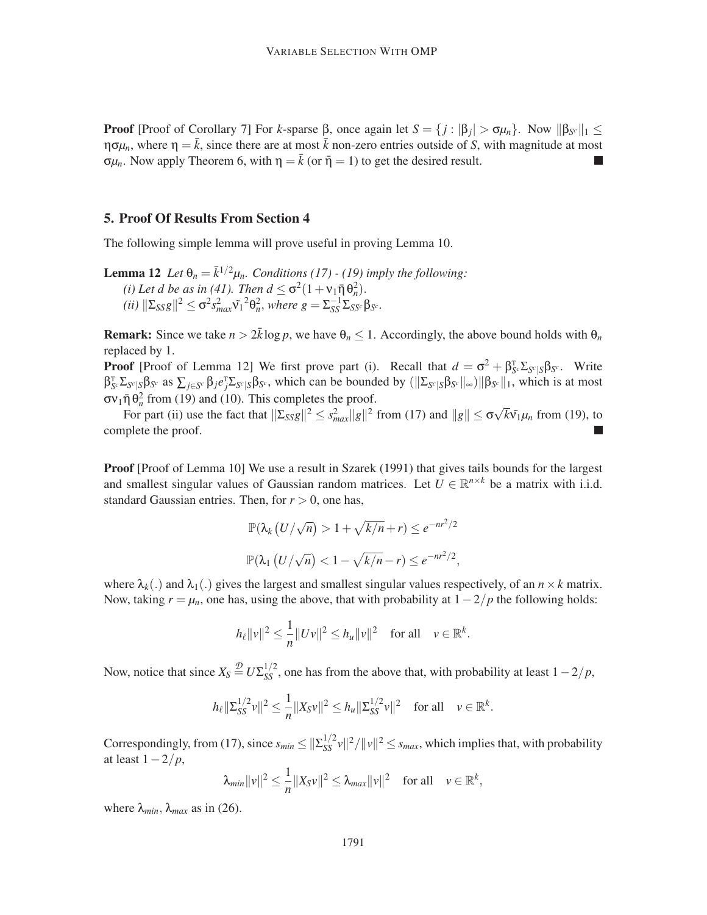**Proof** [Proof of Corollary 7] For $k$-sparse $\beta$, once again let $S = \{j : |\beta_j| > \sigma\mu_n\}$. Now $\|\beta_{S^c}\|_1 \leq \eta\sigma\mu_n$, where $\eta = \bar{k}$, since there are at most $\bar{k}$ non-zero entries outside of $S$, with magnitude at most $\sigma\mu_n$. Now apply Theorem 6, with $\eta = \bar{k}$ (or $\bar{\eta} = 1$) to get the desired result. ∎

## 5. Proof Of Results From Section 4

The following simple lemma will prove useful in proving Lemma 10.

**Lemma 12** *Let $\theta_n = \bar{k}^{1/2}\mu_n$. Conditions (17) - (19) imply the following:*
*(i) Let $d$ be as in (41). Then $d \leq \sigma^2(1 + \nu_1\bar{\eta}\,\theta_n^2)$.*
*(ii) $\|\Sigma_{SS}g\|^2 \leq \sigma^2 s_{max}^2 \tilde{\nu}_1{}^2\theta_n^2$, where $g = \Sigma_{SS}^{-1}\Sigma_{SS^c}\beta_{S^c}$.*

**Remark:** Since we take $n > 2\bar{k}\log p$, we have $\theta_n \leq 1$. Accordingly, the above bound holds with $\theta_n$ replaced by 1.

**Proof** [Proof of Lemma 12] We first prove part (i). Recall that $d = \sigma^2 + \beta_{S^c}^{\mathrm{T}}\Sigma_{S^c|S}\beta_{S^c}$. Write $\beta_{S^c}^{\mathrm{T}}\Sigma_{S^c|S}\beta_{S^c}$ as $\sum_{j\in S^c}\beta_j e_j^{\mathrm{T}}\Sigma_{S^c|S}\beta_{S^c}$, which can be bounded by $(\|\Sigma_{S^c|S}\beta_{S^c}\|_\infty)\|\beta_{S^c}\|_1$, which is at most $\sigma\nu_1\bar{\eta}\,\theta_n^2$ from (19) and (10). This completes the proof.

For part (ii) use the fact that $\|\Sigma_{SS}g\|^2 \leq s_{max}^2\|g\|^2$ from (17) and $\|g\| \leq \sigma\sqrt{\bar{k}}\tilde{\nu}_1\mu_n$ from (19), to complete the proof. ∎

**Proof** [Proof of Lemma 10] We use a result in Szarek (1991) that gives tails bounds for the largest and smallest singular values of Gaussian random matrices. Let $U \in \mathbb{R}^{n\times k}$ be a matrix with i.i.d. standard Gaussian entries. Then, for $r > 0$, one has,

$$\mathbb{P}(\lambda_k\left(U/\sqrt{n}\right) > 1 + \sqrt{k/n} + r) \leq e^{-nr^2/2}$$

$$\mathbb{P}(\lambda_1\left(U/\sqrt{n}\right) < 1 - \sqrt{k/n} - r) \leq e^{-nr^2/2},$$

where $\lambda_k(.)$ and $\lambda_1(.)$ gives the largest and smallest singular values respectively, of an $n \times k$ matrix. Now, taking $r = \mu_n$, one has, using the above, that with probability at $1 - 2/p$ the following holds:

$$h_\ell\|v\|^2 \leq \frac{1}{n}\|Uv\|^2 \leq h_u\|v\|^2 \quad \text{for all} \quad v \in \mathbb{R}^k.$$

Now, notice that since $X_S \stackrel{\mathcal{D}}{=} U\Sigma_{SS}^{1/2}$, one has from the above that, with probability at least $1 - 2/p$,

$$h_\ell\|\Sigma_{SS}^{1/2}v\|^2 \leq \frac{1}{n}\|X_S v\|^2 \leq h_u\|\Sigma_{SS}^{1/2}v\|^2 \quad \text{for all} \quad v \in \mathbb{R}^k.$$

Correspondingly, from (17), since $s_{min} \leq \|\Sigma_{SS}^{1/2}v\|^2/\|v\|^2 \leq s_{max}$, which implies that, with probability at least $1 - 2/p$,

$$\lambda_{min}\|v\|^2 \leq \frac{1}{n}\|X_S v\|^2 \leq \lambda_{max}\|v\|^2 \quad \text{for all} \quad v \in \mathbb{R}^k,$$

where $\lambda_{min}, \lambda_{max}$ as in (26).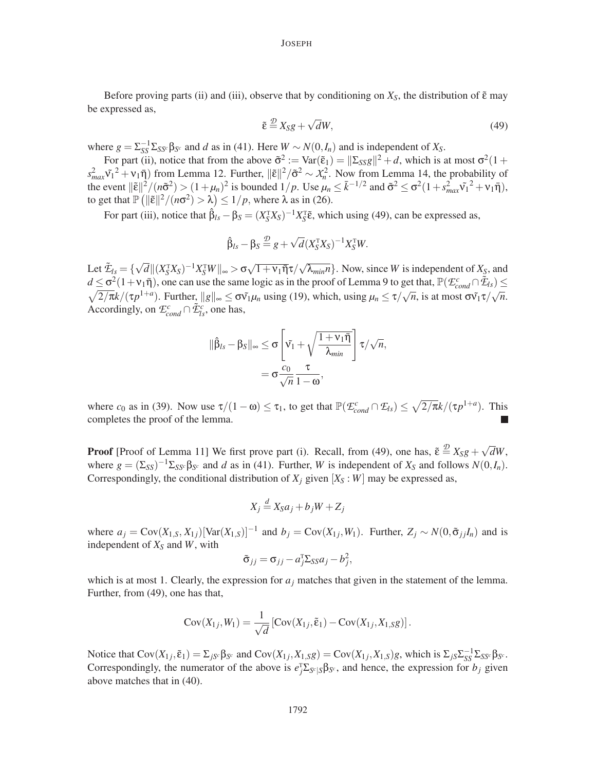Before proving parts (ii) and (iii), observe that by conditioning on $X_S$, the distribution of $\tilde{\varepsilon}$ may be expressed as,

$$\tilde{\varepsilon} \overset{\mathcal{D}}{=} X_S g + \sqrt{d} W, \tag{49}$$

where $g = \Sigma_{SS}^{-1}\Sigma_{SS^c}\beta_{S^c}$ and $d$ as in (41). Here $W \sim N(0, I_n)$ and is independent of $X_S$.

For part (ii), notice that from the above $\tilde{\sigma}^2 := \mathrm{Var}(\tilde{\varepsilon}_1) = \|\Sigma_{SS} g\|^2 + d$, which is at most $\sigma^2(1 + s_{max}^2 \tilde{\nu}_1{}^2 + \nu_1 \bar{\eta})$ from Lemma 12. Further, $\|\tilde{\varepsilon}\|^2/\tilde{\sigma}^2 \sim \chi_n^2$. Now from Lemma 14, the probability of the event $\|\tilde{\varepsilon}\|^2/(n\tilde{\sigma}^2) > (1+\mu_n)^2$ is bounded $1/p$. Use $\mu_n \leq \bar{k}^{-1/2}$ and $\tilde{\sigma}^2 \leq \sigma^2(1 + s_{max}^2 \tilde{\nu}_1{}^2 + \nu_1\bar{\eta})$, to get that $\mathbb{P}\left(\|\tilde{\varepsilon}\|^2/(n\sigma^2) > \lambda\right) \leq 1/p$, where $\lambda$ as in (26).

For part (iii), notice that $\hat{\beta}_{ls} - \beta_S = (X_S^{\mathrm{T}} X_S)^{-1} X_S^{\mathrm{T}} \tilde{\varepsilon}$, which using (49), can be expressed as,

$$\hat{\beta}_{ls} - \beta_S \overset{\mathcal{D}}{=} g + \sqrt{d}(X_S^{\mathrm{T}} X_S)^{-1} X_S^{\mathrm{T}} W.$$

Let $\tilde{\mathcal{E}}_{ls} = \{\sqrt{d}\|(X_S^{\mathrm{T}} X_S)^{-1} X_S^{\mathrm{T}} W\|_\infty > \sigma\sqrt{1+\nu_1\bar{\eta}}\,\tau/\sqrt{\lambda_{min} n}\}$. Now, since $W$ is independent of $X_S$, and $d \leq \sigma^2(1+\nu_1\bar{\eta})$, one can use the same logic as in the proof of Lemma 9 to get that, $\mathbb{P}(\mathcal{E}_{cond}^c \cap \tilde{\mathcal{E}}_{ls}) \leq \sqrt{2/\pi}k/(\tau p^{1+a})$. Further, $\|g\|_\infty \leq \sigma\tilde{\nu}_1\mu_n$ using (19), which, using $\mu_n \leq \tau/\sqrt{n}$, is at most $\sigma\tilde{\nu}_1\tau/\sqrt{n}$. Accordingly, on $\mathcal{E}_{cond}^c \cap \tilde{\mathcal{E}}_{ls}^c$, one has,

$$\begin{aligned}
\|\hat{\beta}_{ls} - \beta_S\|_\infty &\leq \sigma\left[\tilde{\nu}_1 + \sqrt{\frac{1+\nu_1\bar{\eta}}{\lambda_{min}}}\right]\tau/\sqrt{n}, \\
&= \sigma\frac{c_0}{\sqrt{n}}\frac{\tau}{1-\omega},
\end{aligned}$$

where $c_0$ as in (39). Now use $\tau/(1-\omega) \leq \tau_1$, to get that $\mathbb{P}(\mathcal{E}_{cond}^c \cap \mathcal{E}_{ls}) \leq \sqrt{2/\pi}k/(\tau p^{1+a})$. This completes the proof of the lemma. ∎

**Proof** [Proof of Lemma 11] We first prove part (i). Recall, from (49), one has, $\tilde{\varepsilon} \overset{\mathcal{D}}{=} X_S g + \sqrt{d}W$, where $g = (\Sigma_{SS})^{-1}\Sigma_{SS^c}\beta_{S^c}$ and $d$ as in (41). Further, $W$ is independent of $X_S$ and follows $N(0, I_n)$. Correspondingly, the conditional distribution of $X_j$ given $[X_S : W]$ may be expressed as,

$$X_j \overset{d}{=} X_S a_j + b_j W + Z_j$$

where $a_j = \mathrm{Cov}(X_{1,S}, X_{1j})[\mathrm{Var}(X_{1,S})]^{-1}$ and $b_j = \mathrm{Cov}(X_{1j}, W_1)$. Further, $Z_j \sim N(0, \tilde{\sigma}_{jj} I_n)$ and is independent of $X_S$ and $W$, with

$$\tilde{\sigma}_{jj} = \sigma_{jj} - a_j^{\mathrm{T}}\Sigma_{SS}a_j - b_j^2,$$

which is at most 1. Clearly, the expression for $a_j$ matches that given in the statement of the lemma. Further, from (49), one has that,

$$\mathrm{Cov}(X_{1j}, W_1) = \frac{1}{\sqrt{d}}\left[\mathrm{Cov}(X_{1j}, \tilde{\varepsilon}_1) - \mathrm{Cov}(X_{1j}, X_{1,S}g)\right].$$

Notice that $\mathrm{Cov}(X_{1j}, \tilde{\varepsilon}_1) = \Sigma_{jS^c}\beta_{S^c}$ and $\mathrm{Cov}(X_{1j}, X_{1,S}g) = \mathrm{Cov}(X_{1j}, X_{1,S})g$, which is $\Sigma_{jS}\Sigma_{SS}^{-1}\Sigma_{SS^c}\beta_{S^c}$. Correspondingly, the numerator of the above is $e_j^{\mathrm{T}}\Sigma_{S^c|S}\beta_{S^c}$, and hence, the expression for $b_j$ given above matches that in (40).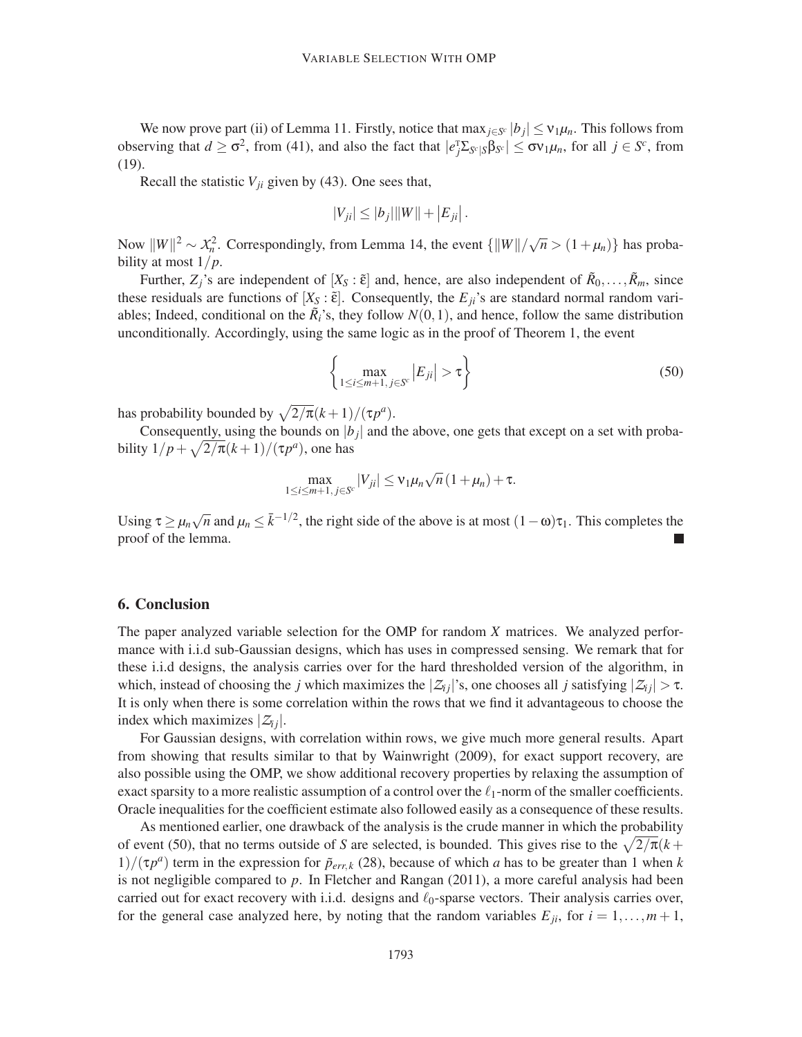We now prove part (ii) of Lemma 11. Firstly, notice that $\max_{j \in S^c} |b_j| \leq \nu_1 \mu_n$. This follows from observing that $d \geq \sigma^2$, from (41), and also the fact that $|e_j^T \Sigma_{S^c|S} \beta_{S^c}| \leq \sigma \nu_1 \mu_n$, for all $j \in S^c$, from (19).

Recall the statistic $V_{ji}$ given by (43). One sees that,

$$|V_{ji}| \leq |b_j| \|W\| + |E_{ji}|.$$

Now $\|W\|^2 \sim \mathcal{X}_n^2$. Correspondingly, from Lemma 14, the event $\{\|W\|/\sqrt{n} > (1+\mu_n)\}$ has probability at most $1/p$.

Further, $Z_j$'s are independent of $[X_S : \tilde{\varepsilon}]$ and, hence, are also independent of $\tilde{R}_0, \ldots, \tilde{R}_m$, since these residuals are functions of $[X_S : \tilde{\varepsilon}]$. Consequently, the $E_{ji}$'s are standard normal random variables; Indeed, conditional on the $\tilde{R}_i$'s, they follow $N(0,1)$, and hence, follow the same distribution unconditionally. Accordingly, using the same logic as in the proof of Theorem 1, the event

$$\left\{ \max_{1 \leq i \leq m+1,\, j \in S^c} |E_{ji}| > \tau \right\} \tag{50}$$

has probability bounded by $\sqrt{2/\pi}(k+1)/(\tau p^a)$.

Consequently, using the bounds on $|b_j|$ and the above, one gets that except on a set with probability $1/p + \sqrt{2/\pi}(k+1)/(\tau p^a)$, one has

$$\max_{1 \leq i \leq m+1,\, j \in S^c} |V_{ji}| \leq \nu_1 \mu_n \sqrt{n}(1+\mu_n) + \tau.$$

Using $\tau \geq \mu_n \sqrt{n}$ and $\mu_n \leq \bar{k}^{-1/2}$, the right side of the above is at most $(1-\omega)\tau_1$. This completes the proof of the lemma. ∎

## 6. Conclusion

The paper analyzed variable selection for the OMP for random $X$ matrices. We analyzed performance with i.i.d sub-Gaussian designs, which has uses in compressed sensing. We remark that for these i.i.d designs, the analysis carries over for the hard thresholded version of the algorithm, in which, instead of choosing the $j$ which maximizes the $|\mathcal{Z}_{ij}|$'s, one chooses all $j$ satisfying $|\mathcal{Z}_{ij}| > \tau$. It is only when there is some correlation within the rows that we find it advantageous to choose the index which maximizes $|\mathcal{Z}_{ij}|$.

For Gaussian designs, with correlation within rows, we give much more general results. Apart from showing that results similar to that by Wainwright (2009), for exact support recovery, are also possible using the OMP, we show additional recovery properties by relaxing the assumption of exact sparsity to a more realistic assumption of a control over the $\ell_1$-norm of the smaller coefficients. Oracle inequalities for the coefficient estimate also followed easily as a consequence of these results.

As mentioned earlier, one drawback of the analysis is the crude manner in which the probability of event (50), that no terms outside of $S$ are selected, is bounded. This gives rise to the $\sqrt{2/\pi}(k+1)/(\tau p^a)$ term in the expression for $\tilde{p}_{err,k}$ (28), because of which $a$ has to be greater than 1 when $k$ is not negligible compared to $p$. In Fletcher and Rangan (2011), a more careful analysis had been carried out for exact recovery with i.i.d. designs and $\ell_0$-sparse vectors. Their analysis carries over, for the general case analyzed here, by noting that the random variables $E_{ji}$, for $i = 1, \ldots, m+1$,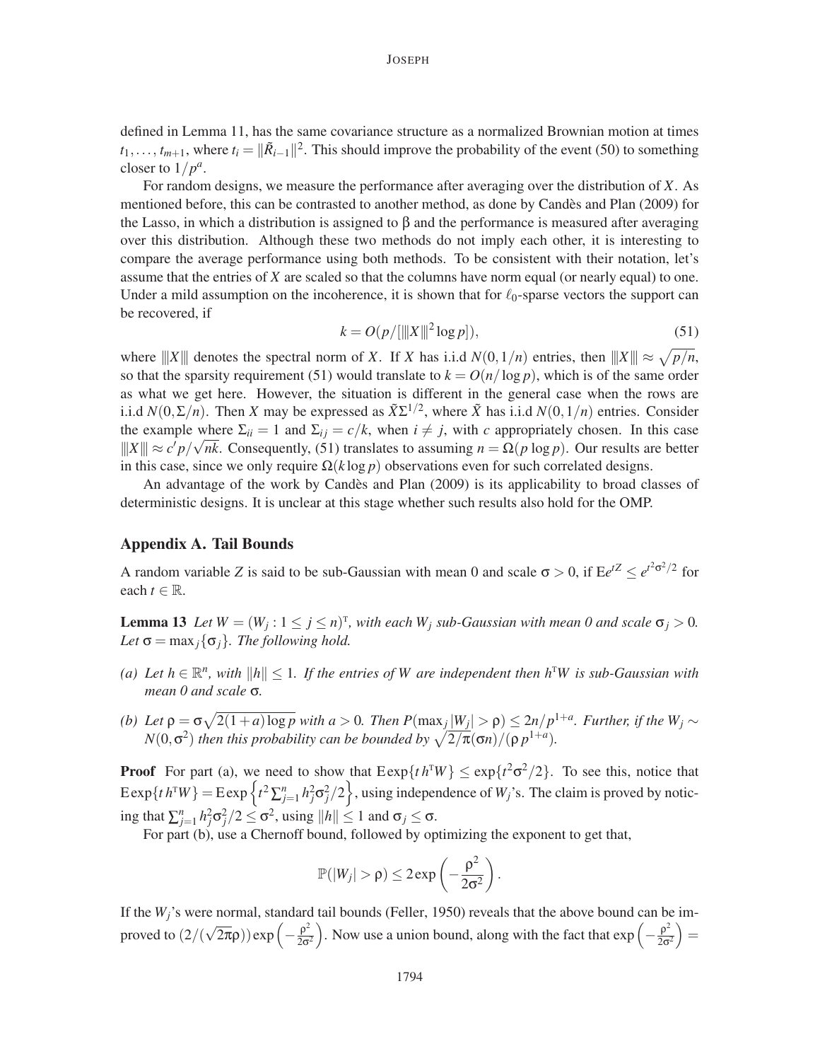defined in Lemma 11, has the same covariance structure as a normalized Brownian motion at times $t_1, \ldots, t_{m+1}$, where $t_i = \|\tilde{R}_{i-1}\|^2$. This should improve the probability of the event (50) to something closer to $1/p^a$.

For random designs, we measure the performance after averaging over the distribution of $X$. As mentioned before, this can be contrasted to another method, as done by Candès and Plan (2009) for the Lasso, in which a distribution is assigned to $\beta$ and the performance is measured after averaging over this distribution. Although these two methods do not imply each other, it is interesting to compare the average performance using both methods. To be consistent with their notation, let's assume that the entries of $X$ are scaled so that the columns have norm equal (or nearly equal) to one. Under a mild assumption on the incoherence, it is shown that for $\ell_0$-sparse vectors the support can be recovered, if

$$k = O(p/[\|\|X\|\|^2 \log p]), \tag{51}$$

where $\|\|X\|\|$ denotes the spectral norm of $X$. If $X$ has i.i.d $N(0, 1/n)$ entries, then $\|\|X\|\| \approx \sqrt{p/n}$, so that the sparsity requirement (51) would translate to $k = O(n/\log p)$, which is of the same order as what we get here. However, the situation is different in the general case when the rows are i.i.d $N(0, \Sigma/n)$. Then $X$ may be expressed as $\tilde{X}\Sigma^{1/2}$, where $\tilde{X}$ has i.i.d $N(0, 1/n)$ entries. Consider the example where $\Sigma_{ii} = 1$ and $\Sigma_{ij} = c/k$, when $i \neq j$, with $c$ appropriately chosen. In this case $\|\|X\|\| \approx c' p/\sqrt{nk}$. Consequently, (51) translates to assuming $n = \Omega(p \log p)$. Our results are better in this case, since we only require $\Omega(k \log p)$ observations even for such correlated designs.

An advantage of the work by Candès and Plan (2009) is its applicability to broad classes of deterministic designs. It is unclear at this stage whether such results also hold for the OMP.

## Appendix A. Tail Bounds

A random variable $Z$ is said to be sub-Gaussian with mean 0 and scale $\sigma > 0$, if $\mathrm{E}e^{tZ} \leq e^{t^2\sigma^2/2}$ for each $t \in \mathbb{R}$.

**Lemma 13** *Let $W = (W_j : 1 \leq j \leq n)^{\mathrm{T}}$, with each $W_j$ sub-Gaussian with mean 0 and scale $\sigma_j > 0$. Let $\sigma = \max_j\{\sigma_j\}$. The following hold.*

*(a) Let $h \in \mathbb{R}^n$, with $\|h\| \leq 1$. If the entries of $W$ are independent then $h^{\mathrm{T}}W$ is sub-Gaussian with mean 0 and scale $\sigma$.*

*(b) Let $\rho = \sigma\sqrt{2(1+a)\log p}$ with $a > 0$. Then $P(\max_j |W_j| > \rho) \leq 2n/p^{1+a}$. Further, if the $W_j \sim N(0, \sigma^2)$ then this probability can be bounded by $\sqrt{2/\pi}(\sigma n)/(\rho\, p^{1+a})$.*

**Proof** For part (a), we need to show that $\mathrm{E}\exp\{t\, h^{\mathrm{T}}W\} \leq \exp\{t^2\sigma^2/2\}$. To see this, notice that $\mathrm{E}\exp\{t\, h^{\mathrm{T}}W\} = \mathrm{E}\exp\left\{t^2 \sum_{j=1}^n h_j^2 \sigma_j^2/2\right\}$, using independence of $W_j$'s. The claim is proved by noticing that $\sum_{j=1}^n h_j^2\sigma_j^2/2 \leq \sigma^2$, using $\|h\| \leq 1$ and $\sigma_j \leq \sigma$.

For part (b), use a Chernoff bound, followed by optimizing the exponent to get that,

$$\mathbb{P}(|W_j| > \rho) \leq 2\exp\left(-\frac{\rho^2}{2\sigma^2}\right).$$

If the $W_j$'s were normal, standard tail bounds (Feller, 1950) reveals that the above bound can be improved to $(2/(\sqrt{2\pi}\rho))\exp\left(-\frac{\rho^2}{2\sigma^2}\right)$. Now use a union bound, along with the fact that $\exp\left(-\frac{\rho^2}{2\sigma^2}\right) =$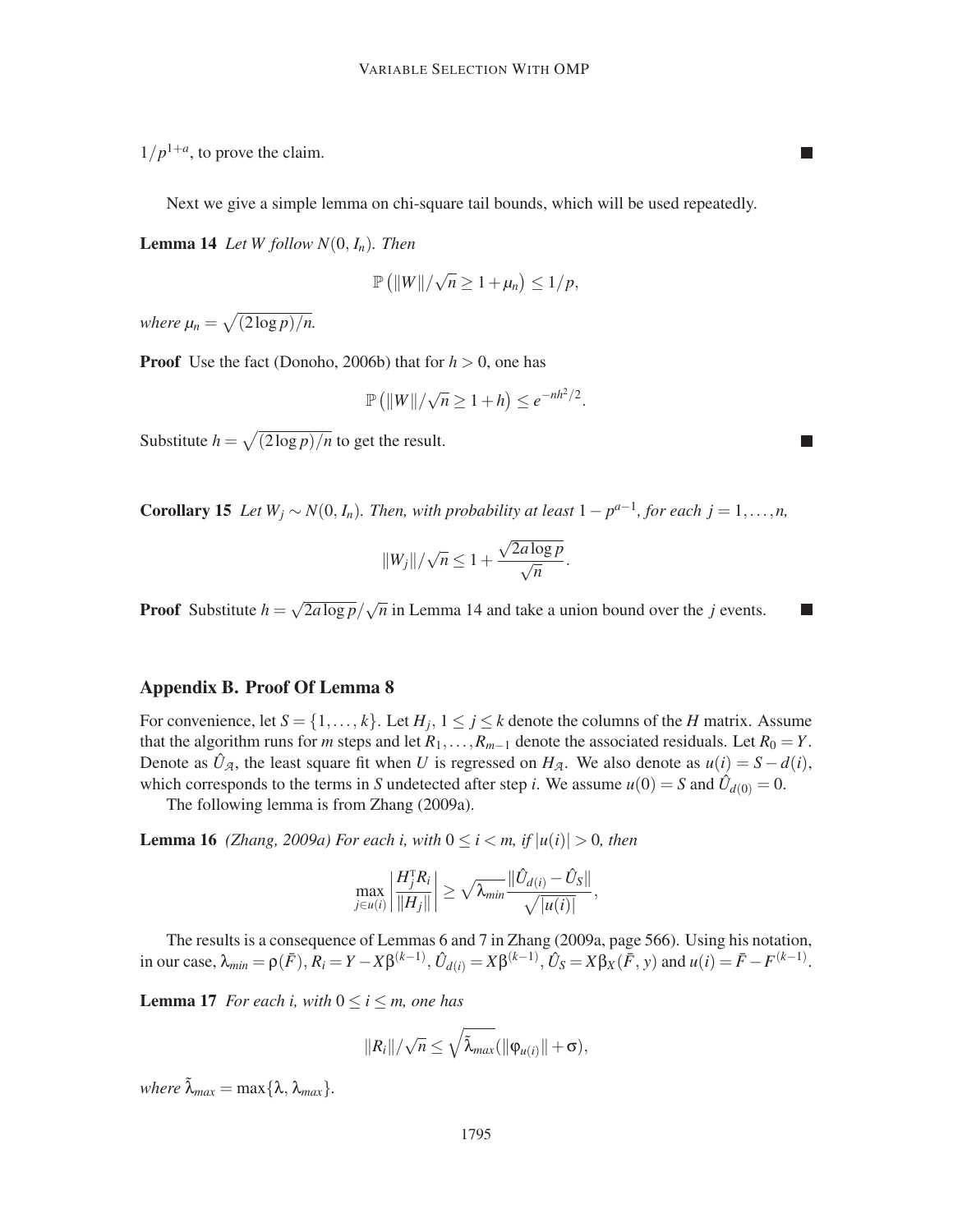$1/p^{1+a}$, to prove the claim. ∎

Next we give a simple lemma on chi-square tail bounds, which will be used repeatedly.

**Lemma 14** *Let $W$ follow $N(0, I_n)$. Then*

$$\mathbb{P}\left(\|W\|/\sqrt{n} \geq 1 + \mu_n\right) \leq 1/p,$$

*where $\mu_n = \sqrt{(2\log p)/n}$.*

**Proof** Use the fact (Donoho, 2006b) that for $h > 0$, one has

$$\mathbb{P}\left(\|W\|/\sqrt{n} \geq 1 + h\right) \leq e^{-nh^2/2}.$$

Substitute $h = \sqrt{(2\log p)/n}$ to get the result. ∎

**Corollary 15** *Let $W_j \sim N(0, I_n)$. Then, with probability at least $1 - p^{a-1}$, for each $j = 1, \ldots, n$,*

$$\|W_j\|/\sqrt{n} \leq 1 + \frac{\sqrt{2a\log p}}{\sqrt{n}}.$$

**Proof** Substitute $h = \sqrt{2a\log p}/\sqrt{n}$ in Lemma 14 and take a union bound over the $j$ events. ∎

## Appendix B. Proof Of Lemma 8

For convenience, let $S = \{1, \ldots, k\}$. Let $H_j$, $1 \leq j \leq k$ denote the columns of the $H$ matrix. Assume that the algorithm runs for $m$ steps and let $R_1, \ldots, R_{m-1}$ denote the associated residuals. Let $R_0 = Y$. Denote as $\hat{U}_{\mathcal{A}}$, the least square fit when $U$ is regressed on $H_{\mathcal{A}}$. We also denote as $u(i) = S - d(i)$, which corresponds to the terms in $S$ undetected after step $i$. We assume $u(0) = S$ and $\hat{U}_{d(0)} = 0$.

The following lemma is from Zhang (2009a).

**Lemma 16** *(Zhang, 2009a) For each $i$, with $0 \leq i < m$, if $|u(i)| > 0$, then*

$$\max_{j \in u(i)} \left|\frac{H_j^{\mathrm{T}} R_i}{\|H_j\|}\right| \geq \sqrt{\lambda_{min}} \frac{\|\hat{U}_{d(i)} - \hat{U}_S\|}{\sqrt{|u(i)|}},$$

The results is a consequence of Lemmas 6 and 7 in Zhang (2009a, page 566). Using his notation, in our case, $\lambda_{min} = \rho(\bar{F})$, $R_i = Y - X\beta^{(k-1)}$, $\hat{U}_{d(i)} = X\beta^{(k-1)}$, $\hat{U}_S = X\beta_X(\bar{F}, y)$ and $u(i) = \bar{F} - F^{(k-1)}$.

**Lemma 17** *For each $i$, with $0 \leq i \leq m$, one has*

$$\|R_i\|/\sqrt{n} \leq \sqrt{\tilde{\lambda}_{max}}(\|\varphi_{u(i)}\| + \sigma),$$

*where $\tilde{\lambda}_{max} = \max\{\lambda, \lambda_{max}\}$.*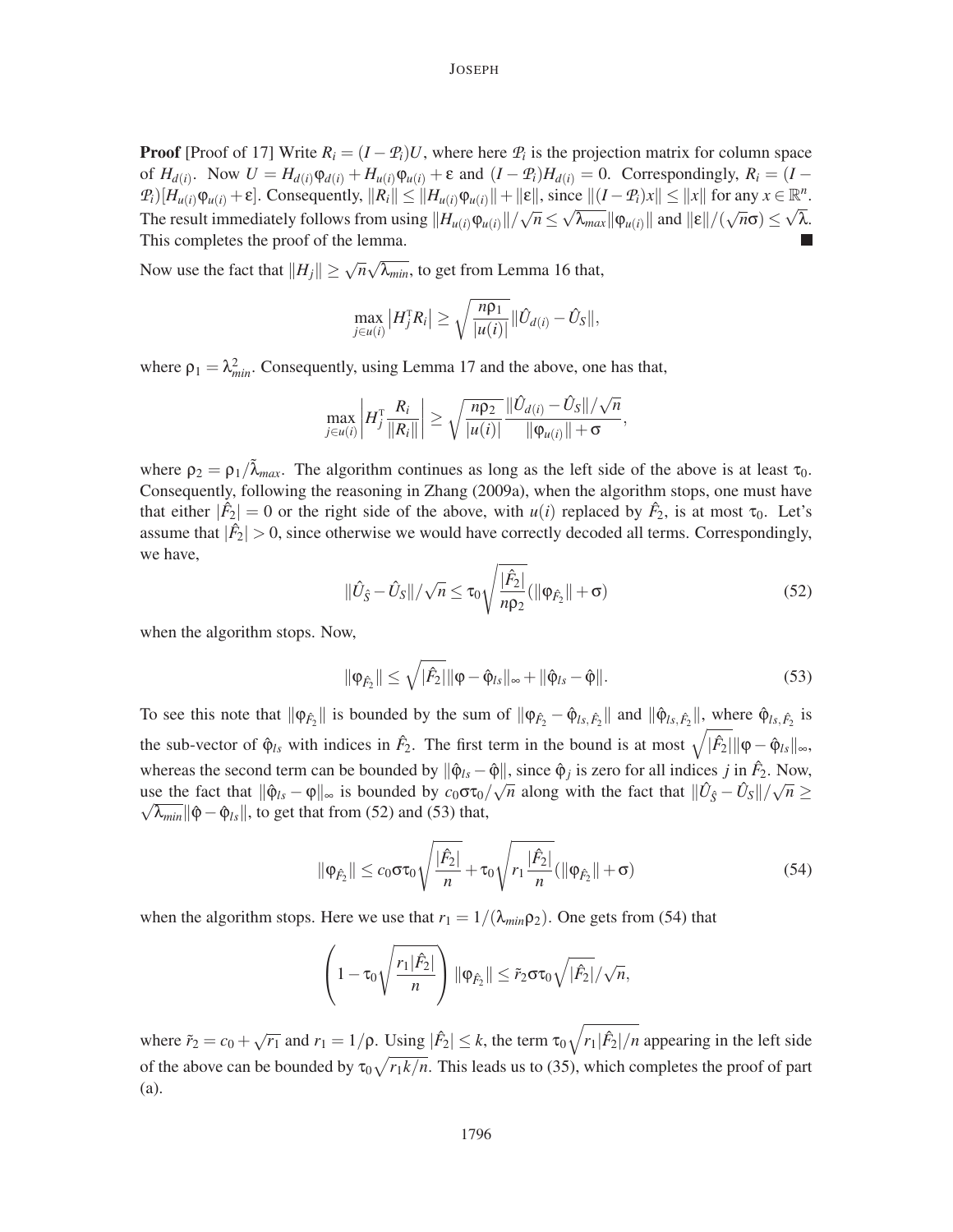**Proof** [Proof of 17] Write $R_i = (I - \mathcal{P}_i)U$, where here $\mathcal{P}_i$ is the projection matrix for column space of $H_{d(i)}$. Now $U = H_{d(i)}\varphi_{d(i)} + H_{u(i)}\varphi_{u(i)} + \varepsilon$ and $(I - \mathcal{P}_i)H_{d(i)} = 0$. Correspondingly, $R_i = (I - \mathcal{P}_i)[H_{u(i)}\varphi_{u(i)} + \varepsilon]$. Consequently, $\|R_i\| \leq \|H_{u(i)}\varphi_{u(i)}\| + \|\varepsilon\|$, since $\|(I - \mathcal{P}_i)x\| \leq \|x\|$ for any $x \in \mathbb{R}^n$. The result immediately follows from using $\|H_{u(i)}\varphi_{u(i)}\|/\sqrt{n} \leq \sqrt{\lambda_{max}}\|\varphi_{u(i)}\|$ and $\|\varepsilon\|/(\sqrt{n}\sigma) \leq \sqrt{\lambda}$. This completes the proof of the lemma. ∎

Now use the fact that $\|H_j\| \geq \sqrt{n}\sqrt{\lambda_{min}}$, to get from Lemma 16 that,

$$\max_{j \in u(i)} \left|H_j^{\mathrm{T}} R_i\right| \geq \sqrt{\frac{n\rho_1}{|u(i)|}}\|\hat{U}_{d(i)} - \hat{U}_S\|,$$

where $\rho_1 = \lambda_{min}^2$. Consequently, using Lemma 17 and the above, one has that,

$$\max_{j \in u(i)} \left|H_j^{\mathrm{T}} \frac{R_i}{\|R_i\|}\right| \geq \sqrt{\frac{n\rho_2}{|u(i)|}}\frac{\|\hat{U}_{d(i)} - \hat{U}_S\|/\sqrt{n}}{\|\varphi_{u(i)}\| + \sigma},$$

where $\rho_2 = \rho_1/\tilde{\lambda}_{max}$. The algorithm continues as long as the left side of the above is at least $\tau_0$. Consequently, following the reasoning in Zhang (2009a), when the algorithm stops, one must have that either $|\hat{F}_2| = 0$ or the right side of the above, with $u(i)$ replaced by $\hat{F}_2$, is at most $\tau_0$. Let's assume that $|\hat{F}_2| > 0$, since otherwise we would have correctly decoded all terms. Correspondingly, we have,

$$\|\hat{U}_{\hat{S}} - \hat{U}_S\|/\sqrt{n} \leq \tau_0\sqrt{\frac{|\hat{F}_2|}{n\rho_2}}(\|\varphi_{\hat{F}_2}\| + \sigma) \tag{52}$$

when the algorithm stops. Now,

$$\|\varphi_{\hat{F}_2}\| \leq \sqrt{|\hat{F}_2|}\|\varphi - \hat{\varphi}_{ls}\|_\infty + \|\hat{\varphi}_{ls} - \hat{\varphi}\|. \tag{53}$$

To see this note that $\|\varphi_{\hat{F}_2}\|$ is bounded by the sum of $\|\varphi_{\hat{F}_2} - \hat{\varphi}_{ls,\hat{F}_2}\|$ and $\|\hat{\varphi}_{ls,\hat{F}_2}\|$, where $\hat{\varphi}_{ls,\hat{F}_2}$ is the sub-vector of $\hat{\varphi}_{ls}$ with indices in $\hat{F}_2$. The first term in the bound is at most $\sqrt{|\hat{F}_2|}\|\varphi - \hat{\varphi}_{ls}\|_\infty$, whereas the second term can be bounded by $\|\hat{\varphi}_{ls} - \hat{\varphi}\|$, since $\hat{\varphi}_j$ is zero for all indices $j$ in $\hat{F}_2$. Now, use the fact that $\|\hat{\varphi}_{ls} - \varphi\|_\infty$ is bounded by $c_0\sigma\tau_0/\sqrt{n}$ along with the fact that $\|\hat{U}_{\hat{S}} - \hat{U}_S\|/\sqrt{n} \geq \sqrt{\lambda_{min}}\|\hat{\varphi} - \hat{\varphi}_{ls}\|$, to get that from (52) and (53) that,

$$\|\varphi_{\hat{F}_2}\| \leq c_0\sigma\tau_0\sqrt{\frac{|\hat{F}_2|}{n}} + \tau_0\sqrt{r_1\frac{|\hat{F}_2|}{n}}(\|\varphi_{\hat{F}_2}\| + \sigma) \tag{54}$$

when the algorithm stops. Here we use that $r_1 = 1/(\lambda_{min}\rho_2)$. One gets from (54) that

$$\left(1 - \tau_0\sqrt{\frac{r_1|\hat{F}_2|}{n}}\right)\|\varphi_{\hat{F}_2}\| \leq \tilde{r}_2\sigma\tau_0\sqrt{|\hat{F}_2|}/\sqrt{n},$$

where $\tilde{r}_2 = c_0 + \sqrt{r_1}$ and $r_1 = 1/\rho$. Using $|\hat{F}_2| \leq k$, the term $\tau_0\sqrt{r_1|\hat{F}_2|/n}$ appearing in the left side of the above can be bounded by $\tau_0\sqrt{r_1 k/n}$. This leads us to (35), which completes the proof of part (a).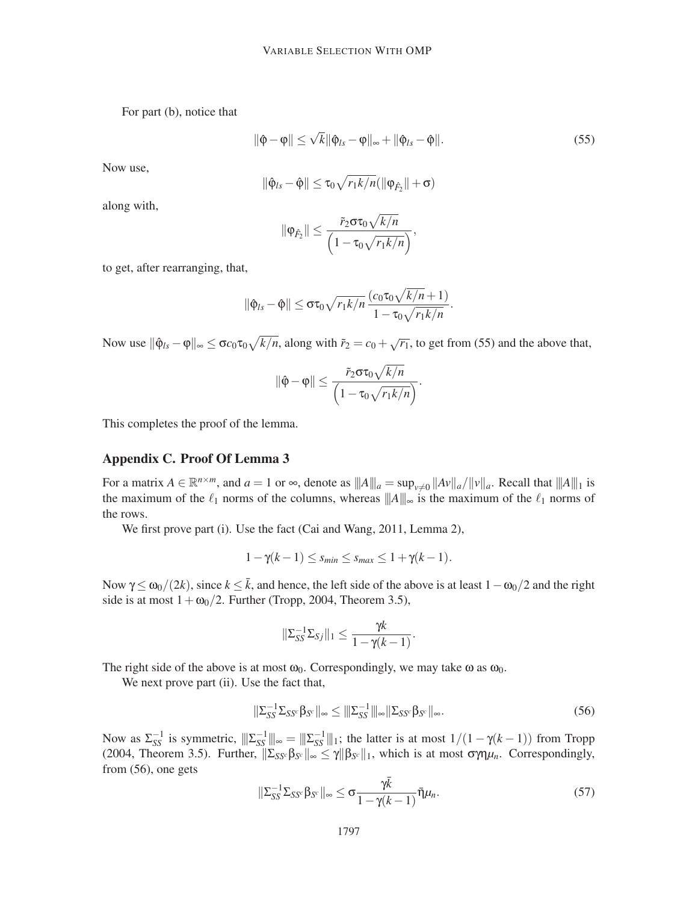For part (b), notice that

$$\|\hat{\varphi} - \varphi\| \leq \sqrt{k}\|\hat{\varphi}_{ls} - \varphi\|_\infty + \|\hat{\varphi}_{ls} - \hat{\varphi}\|. \tag{55}$$

Now use,

$$\|\hat{\varphi}_{ls} - \hat{\varphi}\| \leq \tau_0\sqrt{r_1 k/n}(\|\varphi_{\hat{F}_2}\| + \sigma)$$

along with,

$$\|\varphi_{\hat{F}_2}\| \leq \frac{\tilde{r}_2 \sigma \tau_0 \sqrt{k/n}}{\left(1 - \tau_0\sqrt{r_1 k/n}\right)},$$

to get, after rearranging, that,

$$\|\hat{\varphi}_{ls} - \hat{\varphi}\| \leq \sigma\tau_0\sqrt{r_1 k/n}\,\frac{(c_0\tau_0\sqrt{k/n} + 1)}{1 - \tau_0\sqrt{r_1 k/n}}.$$

Now use $\|\hat{\varphi}_{ls} - \varphi\|_\infty \leq \sigma c_0 \tau_0 \sqrt{k/n}$, along with $\tilde{r}_2 = c_0 + \sqrt{r_1}$, to get from (55) and the above that,

$$\|\hat{\varphi} - \varphi\| \leq \frac{\tilde{r}_2 \sigma \tau_0 \sqrt{k/n}}{\left(1 - \tau_0\sqrt{r_1 k/n}\right)}.$$

This completes the proof of the lemma.

## Appendix C. Proof Of Lemma 3

For a matrix $A \in \mathbb{R}^{n\times m}$, and $a = 1$ or $\infty$, denote as $|||A|||_a = \sup_{v\neq 0}\|Av\|_a/\|v\|_a$. Recall that $|||A|||_1$ is the maximum of the $\ell_1$ norms of the columns, whereas $|||A|||_\infty$ is the maximum of the $\ell_1$ norms of the rows.

We first prove part (i). Use the fact (Cai and Wang, 2011, Lemma 2),

$$1 - \gamma(k-1) \leq s_{min} \leq s_{max} \leq 1 + \gamma(k-1).$$

Now $\gamma \leq \omega_0/(2k)$, since $k \leq \bar{k}$, and hence, the left side of the above is at least $1 - \omega_0/2$ and the right side is at most $1 + \omega_0/2$. Further (Tropp, 2004, Theorem 3.5),

$$\|\Sigma_{SS}^{-1}\Sigma_{Sj}\|_1 \leq \frac{\gamma k}{1 - \gamma(k-1)}.$$

The right side of the above is at most $\omega_0$. Correspondingly, we may take $\omega$ as $\omega_0$.

We next prove part (ii). Use the fact that,

$$\|\Sigma_{SS}^{-1}\Sigma_{SS^c}\beta_{S^c}\|_\infty \leq |||\Sigma_{SS}^{-1}|||_\infty \|\Sigma_{SS^c}\beta_{S^c}\|_\infty. \tag{56}$$

Now as $\Sigma_{SS}^{-1}$ is symmetric, $|||\Sigma_{SS}^{-1}|||_\infty = |||\Sigma_{SS}^{-1}|||_1$; the latter is at most $1/(1-\gamma(k-1))$ from Tropp (2004, Theorem 3.5). Further, $\|\Sigma_{SS^c}\beta_{S^c}\|_\infty \leq \gamma\|\beta_{S^c}\|_1$, which is at most $\sigma\gamma\eta\mu_n$. Correspondingly, from (56), one gets

$$\|\Sigma_{SS}^{-1}\Sigma_{SS^c}\beta_{S^c}\|_\infty \leq \sigma\frac{\gamma\bar{k}}{1 - \gamma(k-1)}\bar{\eta}\mu_n. \tag{57}$$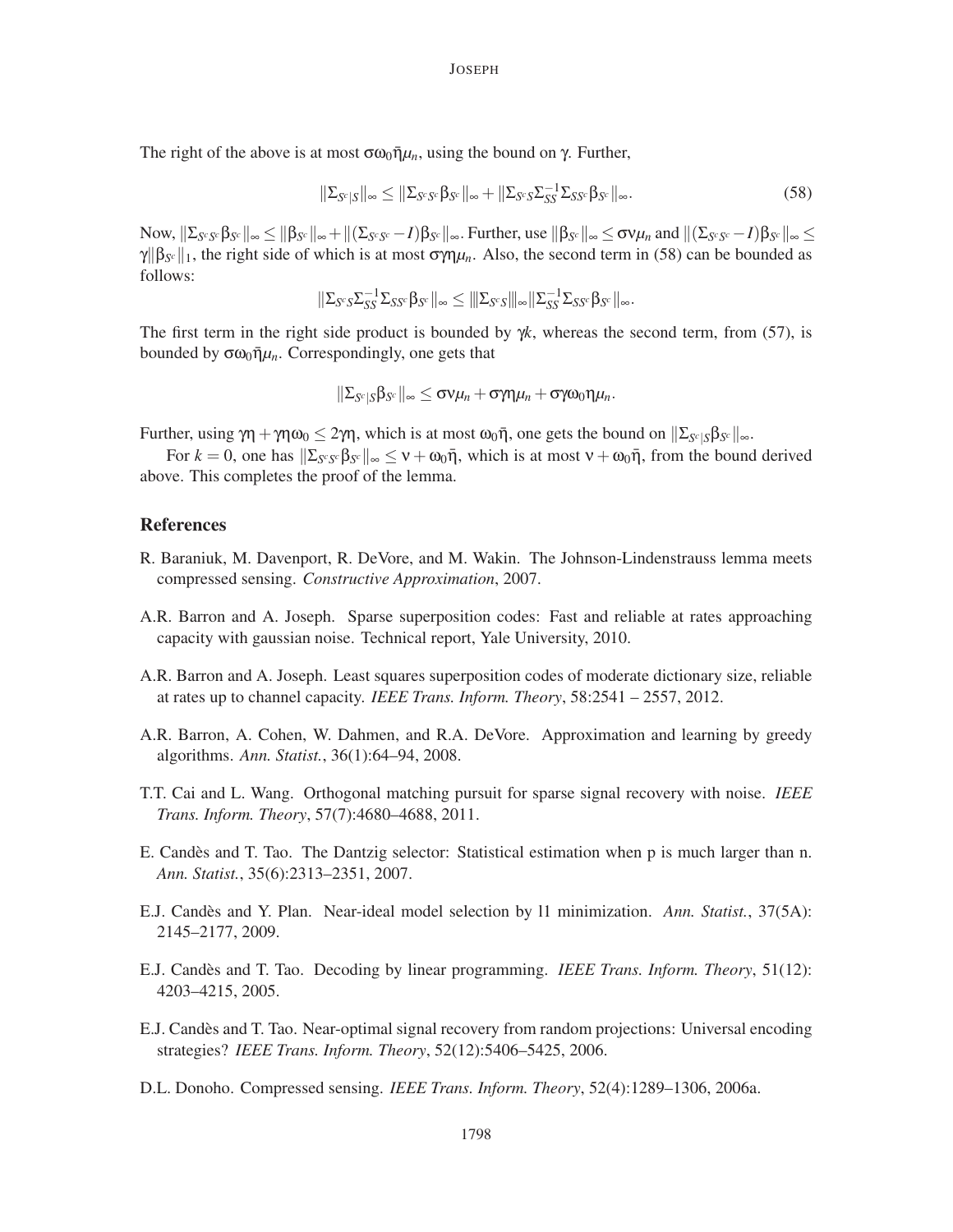The right of the above is at most $\sigma\omega_0\bar{\eta}\mu_n$, using the bound on $\gamma$. Further,

$$\|\Sigma_{S^c|S}\|_\infty \leq \|\Sigma_{S^cS^c}\beta_{S^c}\|_\infty + \|\Sigma_{S^cS}\Sigma_{SS}^{-1}\Sigma_{SS^c}\beta_{S^c}\|_\infty. \tag{58}$$

Now, $\|\Sigma_{S^cS^c}\beta_{S^c}\|_\infty \leq \|\beta_{S^c}\|_\infty + \|(\Sigma_{S^cS^c} - I)\beta_{S^c}\|_\infty$. Further, use $\|\beta_{S^c}\|_\infty \leq \sigma\nu\mu_n$ and $\|(\Sigma_{S^cS^c} - I)\beta_{S^c}\|_\infty \leq \gamma\|\beta_{S^c}\|_1$, the right side of which is at most $\sigma\gamma\eta\mu_n$. Also, the second term in (58) can be bounded as follows:

$$\|\Sigma_{S^cS}\Sigma_{SS}^{-1}\Sigma_{SS^c}\beta_{S^c}\|_\infty \leq |||\Sigma_{S^cS}|||_\infty \|\Sigma_{SS}^{-1}\Sigma_{SS^c}\beta_{S^c}\|_\infty.$$

The first term in the right side product is bounded by $\gamma k$, whereas the second term, from (57), is bounded by $\sigma\omega_0\bar{\eta}\mu_n$. Correspondingly, one gets that

$$\|\Sigma_{S^c|S}\beta_{S^c}\|_\infty \leq \sigma\nu\mu_n + \sigma\gamma\eta\mu_n + \sigma\gamma\omega_0\eta\mu_n.$$

Further, using $\gamma\eta + \gamma\eta\omega_0 \leq 2\gamma\eta$, which is at most $\omega_0\bar{\eta}$, one gets the bound on $\|\Sigma_{S^c|S}\beta_{S^c}\|_\infty$.

For $k = 0$, one has $\|\Sigma_{S^cS^c}\beta_{S^c}\|_\infty \leq \nu + \omega_0\bar{\eta}$, which is at most $\nu + \omega_0\bar{\eta}$, from the bound derived above. This completes the proof of the lemma.

## References

R. Baraniuk, M. Davenport, R. DeVore, and M. Wakin. The Johnson-Lindenstrauss lemma meets compressed sensing. *Constructive Approximation*, 2007.

A.R. Barron and A. Joseph. Sparse superposition codes: Fast and reliable at rates approaching capacity with gaussian noise. Technical report, Yale University, 2010.

A.R. Barron and A. Joseph. Least squares superposition codes of moderate dictionary size, reliable at rates up to channel capacity. *IEEE Trans. Inform. Theory*, 58:2541 – 2557, 2012.

A.R. Barron, A. Cohen, W. Dahmen, and R.A. DeVore. Approximation and learning by greedy algorithms. *Ann. Statist.*, 36(1):64–94, 2008.

T.T. Cai and L. Wang. Orthogonal matching pursuit for sparse signal recovery with noise. *IEEE Trans. Inform. Theory*, 57(7):4680–4688, 2011.

E. Candès and T. Tao. The Dantzig selector: Statistical estimation when p is much larger than n. *Ann. Statist.*, 35(6):2313–2351, 2007.

E.J. Candès and Y. Plan. Near-ideal model selection by l1 minimization. *Ann. Statist.*, 37(5A): 2145–2177, 2009.

E.J. Candès and T. Tao. Decoding by linear programming. *IEEE Trans. Inform. Theory*, 51(12): 4203–4215, 2005.

E.J. Candès and T. Tao. Near-optimal signal recovery from random projections: Universal encoding strategies? *IEEE Trans. Inform. Theory*, 52(12):5406–5425, 2006.

D.L. Donoho. Compressed sensing. *IEEE Trans. Inform. Theory*, 52(4):1289–1306, 2006a.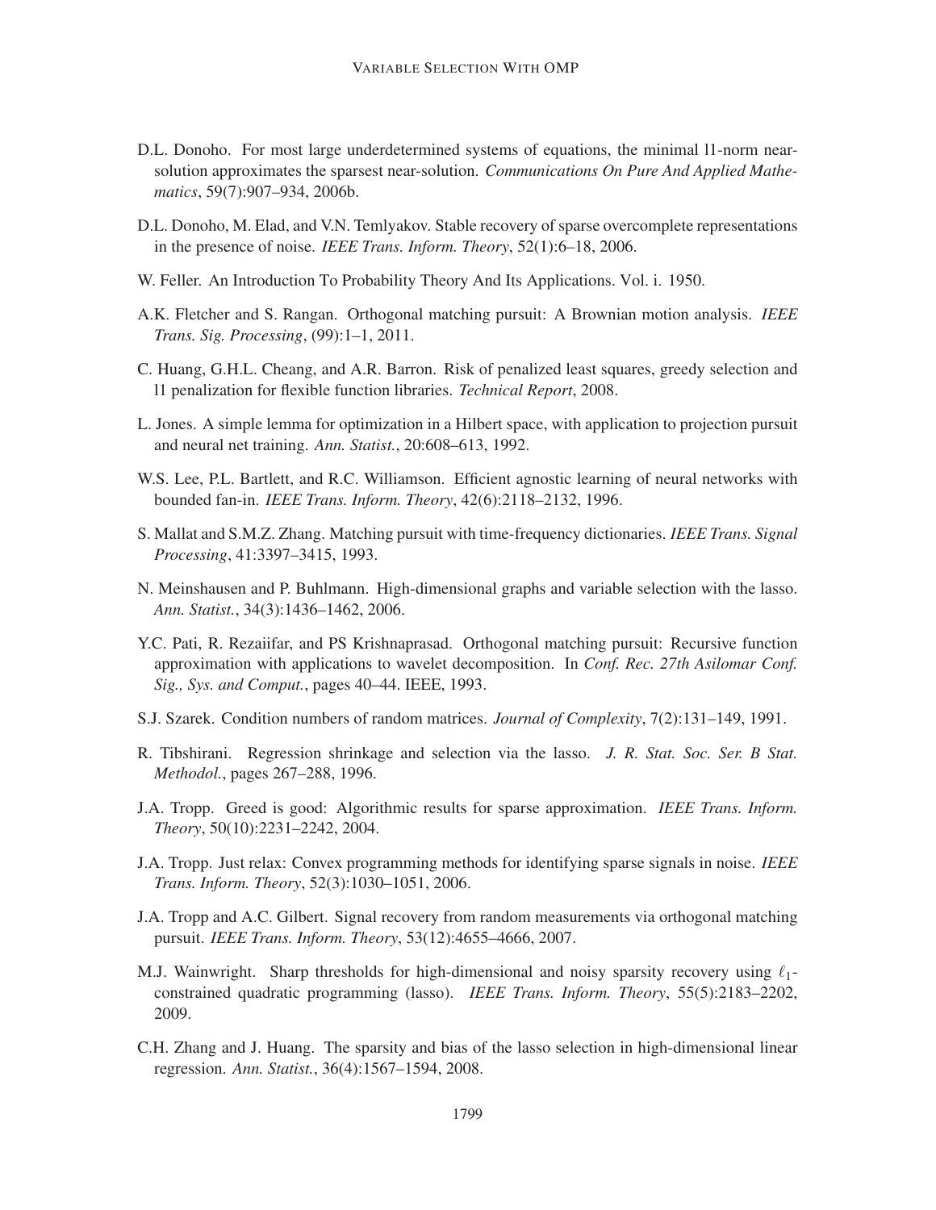D.L. Donoho. For most large underdetermined systems of equations, the minimal l1-norm near-solution approximates the sparsest near-solution. *Communications On Pure And Applied Mathematics*, 59(7):907–934, 2006b.

D.L. Donoho, M. Elad, and V.N. Temlyakov. Stable recovery of sparse overcomplete representations in the presence of noise. *IEEE Trans. Inform. Theory*, 52(1):6–18, 2006.

W. Feller. An Introduction To Probability Theory And Its Applications. Vol. i. 1950.

A.K. Fletcher and S. Rangan. Orthogonal matching pursuit: A Brownian motion analysis. *IEEE Trans. Sig. Processing*, (99):1–1, 2011.

C. Huang, G.H.L. Cheang, and A.R. Barron. Risk of penalized least squares, greedy selection and l1 penalization for flexible function libraries. *Technical Report*, 2008.

L. Jones. A simple lemma for optimization in a Hilbert space, with application to projection pursuit and neural net training. *Ann. Statist.*, 20:608–613, 1992.

W.S. Lee, P.L. Bartlett, and R.C. Williamson. Efficient agnostic learning of neural networks with bounded fan-in. *IEEE Trans. Inform. Theory*, 42(6):2118–2132, 1996.

S. Mallat and S.M.Z. Zhang. Matching pursuit with time-frequency dictionaries. *IEEE Trans. Signal Processing*, 41:3397–3415, 1993.

N. Meinshausen and P. Buhlmann. High-dimensional graphs and variable selection with the lasso. *Ann. Statist.*, 34(3):1436–1462, 2006.

Y.C. Pati, R. Rezaiifar, and PS Krishnaprasad. Orthogonal matching pursuit: Recursive function approximation with applications to wavelet decomposition. In *Conf. Rec. 27th Asilomar Conf. Sig., Sys. and Comput.*, pages 40–44. IEEE, 1993.

S.J. Szarek. Condition numbers of random matrices. *Journal of Complexity*, 7(2):131–149, 1991.

R. Tibshirani. Regression shrinkage and selection via the lasso. *J. R. Stat. Soc. Ser. B Stat. Methodol.*, pages 267–288, 1996.

J.A. Tropp. Greed is good: Algorithmic results for sparse approximation. *IEEE Trans. Inform. Theory*, 50(10):2231–2242, 2004.

J.A. Tropp. Just relax: Convex programming methods for identifying sparse signals in noise. *IEEE Trans. Inform. Theory*, 52(3):1030–1051, 2006.

J.A. Tropp and A.C. Gilbert. Signal recovery from random measurements via orthogonal matching pursuit. *IEEE Trans. Inform. Theory*, 53(12):4655–4666, 2007.

M.J. Wainwright. Sharp thresholds for high-dimensional and noisy sparsity recovery using $\ell_1$-constrained quadratic programming (lasso). *IEEE Trans. Inform. Theory*, 55(5):2183–2202, 2009.

C.H. Zhang and J. Huang. The sparsity and bias of the lasso selection in high-dimensional linear regression. *Ann. Statist.*, 36(4):1567–1594, 2008.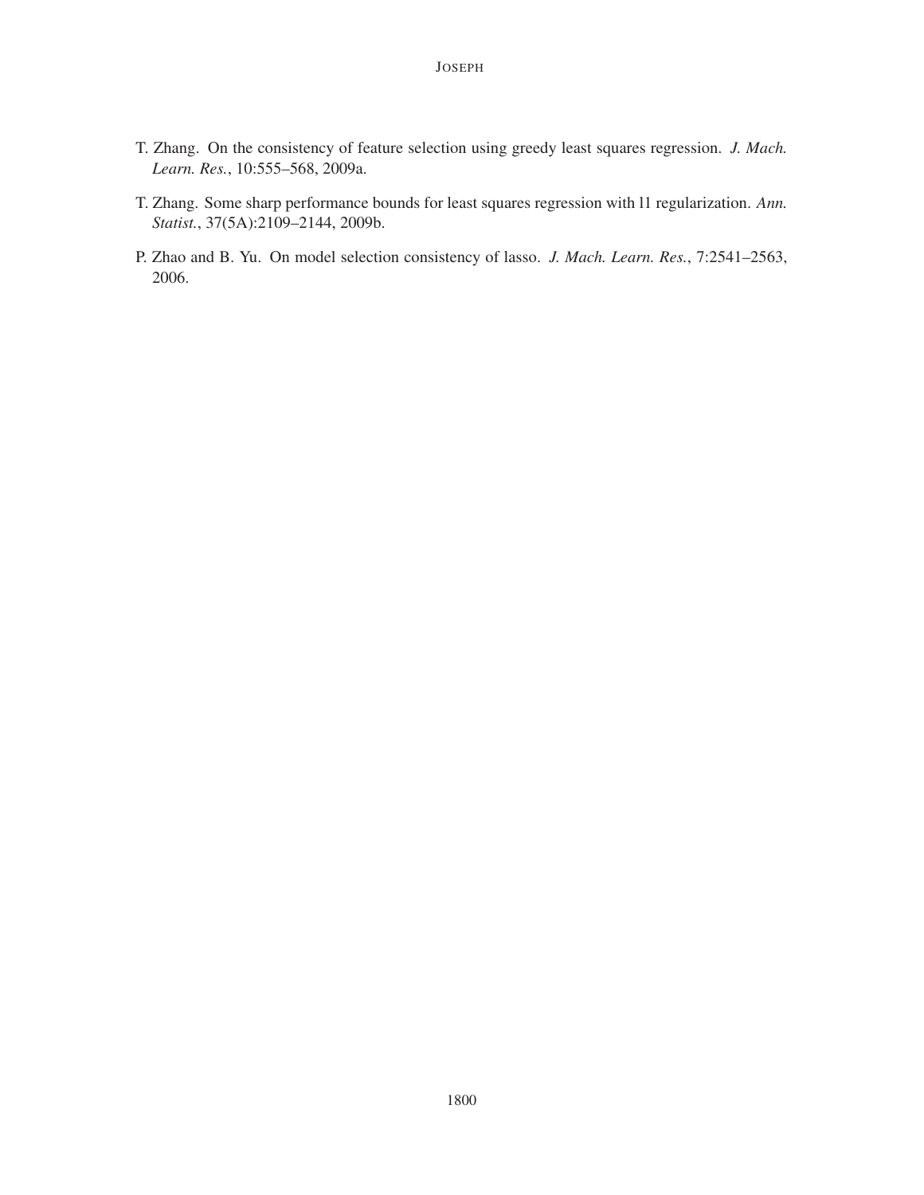T. Zhang. On the consistency of feature selection using greedy least squares regression. *J. Mach. Learn. Res.*, 10:555–568, 2009a.

T. Zhang. Some sharp performance bounds for least squares regression with l1 regularization. *Ann. Statist.*, 37(5A):2109–2144, 2009b.

P. Zhao and B. Yu. On model selection consistency of lasso. *J. Mach. Learn. Res.*, 7:2541–2563, 2006.